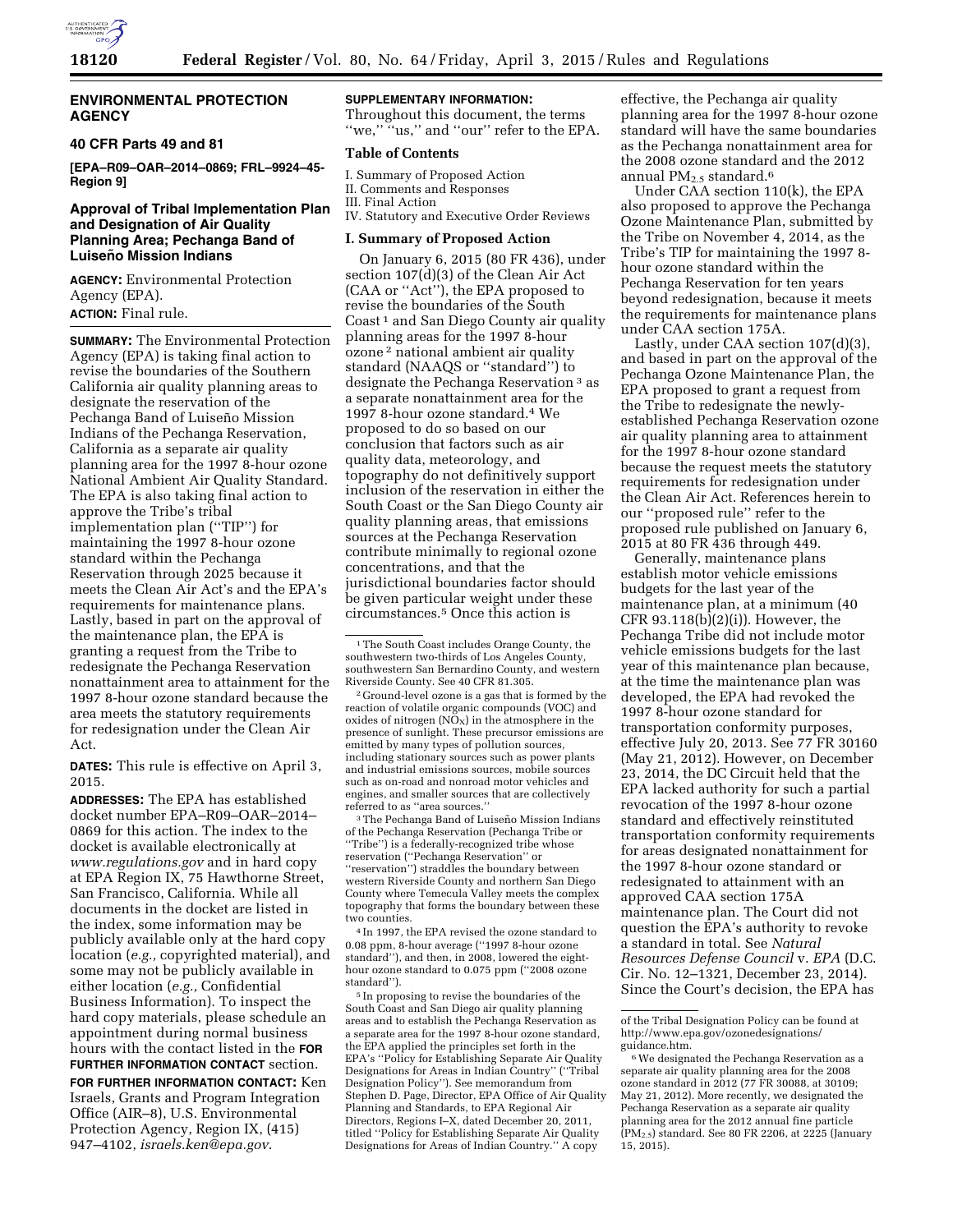# ENVIRONMENTAL PROTECTION AGENCY

## 40 CFR Parts 49 and 81

**[EPA–R09–OAR–2014–0869; FRL–9924–45-Region 9]**

## Approval of Tribal Implementation Plan and Designation of Air Quality Planning Area; Pechanga Band of Luiseño Mission Indians

**AGENCY:** Environmental Protection Agency (EPA).

**ACTION:** Final rule.

**SUMMARY:** The Environmental Protection Agency (EPA) is taking final action to revise the boundaries of the Southern California air quality planning areas to designate the reservation of the Pechanga Band of Luiseño Mission Indians of the Pechanga Reservation, California as a separate air quality planning area for the 1997 8-hour ozone National Ambient Air Quality Standard. The EPA is also taking final action to approve the Tribe's tribal implementation plan ("TIP") for maintaining the 1997 8-hour ozone standard within the Pechanga Reservation through 2025 because it meets the Clean Air Act's and the EPA's requirements for maintenance plans. Lastly, based in part on the approval of the maintenance plan, the EPA is granting a request from the Tribe to redesignate the Pechanga Reservation nonattainment area to attainment for the 1997 8-hour ozone standard because the area meets the statutory requirements for redesignation under the Clean Air Act.

**DATES:** This rule is effective on April 3, 2015.

**ADDRESSES:** The EPA has established docket number EPA–R09–OAR–2014–0869 for this action. The index to the docket is available electronically at *www.regulations.gov* and in hard copy at EPA Region IX, 75 Hawthorne Street, San Francisco, California. While all documents in the docket are listed in the index, some information may be publicly available only at the hard copy location (*e.g.,* copyrighted material), and some may not be publicly available in either location (*e.g.,* Confidential Business Information). To inspect the hard copy materials, please schedule an appointment during normal business hours with the contact listed in the **FOR FURTHER INFORMATION CONTACT** section.

**FOR FURTHER INFORMATION CONTACT:** Ken Israels, Grants and Program Integration Office (AIR–8), U.S. Environmental Protection Agency, Region IX, (415) 947–4102, *israels.ken@epa.gov*.

**SUPPLEMENTARY INFORMATION:** Throughout this document, the terms "we," "us," and "our" refer to the EPA.

### Table of Contents

I. Summary of Proposed Action
II. Comments and Responses
III. Final Action
IV. Statutory and Executive Order Reviews

### I. Summary of Proposed Action

On January 6, 2015 (80 FR 436), under section 107(d)(3) of the Clean Air Act (CAA or "Act"), the EPA proposed to revise the boundaries of the South Coast [1] and San Diego County air quality planning areas for the 1997 8-hour ozone [2] national ambient air quality standard (NAAQS or "standard") to designate the Pechanga Reservation [3] as a separate nonattainment area for the 1997 8-hour ozone standard.[4] We proposed to do so based on our conclusion that factors such as air quality data, meteorology, and topography do not definitively support inclusion of the reservation in either the South Coast or the San Diego County air quality planning areas, that emissions sources at the Pechanga Reservation contribute minimally to regional ozone concentrations, and that the jurisdictional boundaries factor should be given particular weight under these circumstances.[5] Once this action is effective, the Pechanga air quality planning area for the 1997 8-hour ozone standard will have the same boundaries as the Pechanga nonattainment area for the 2008 ozone standard and the 2012 annual $PM_{2.5}$ standard.[6]

Under CAA section 110(k), the EPA also proposed to approve the Pechanga Ozone Maintenance Plan, submitted by the Tribe on November 4, 2014, as the Tribe's TIP for maintaining the 1997 8-hour ozone standard within the Pechanga Reservation for ten years beyond redesignation, because it meets the requirements for maintenance plans under CAA section 175A.

Lastly, under CAA section 107(d)(3), and based in part on the approval of the Pechanga Ozone Maintenance Plan, the EPA proposed to grant a request from the Tribe to redesignate the newly-established Pechanga Reservation ozone air quality planning area to attainment for the 1997 8-hour ozone standard because the request meets the statutory requirements for redesignation under the Clean Air Act. References herein to our "proposed rule" refer to the proposed rule published on January 6, 2015 at 80 FR 436 through 449.

Generally, maintenance plans establish motor vehicle emissions budgets for the last year of the maintenance plan, at a minimum (40 CFR 93.118(b)(2)(i)). However, the Pechanga Tribe did not include motor vehicle emissions budgets for the last year of this maintenance plan because, at the time the maintenance plan was developed, the EPA had revoked the 1997 8-hour ozone standard for transportation conformity purposes, effective July 20, 2013. See 77 FR 30160 (May 21, 2012). However, on December 23, 2014, the DC Circuit held that the EPA lacked authority for such a partial revocation of the 1997 8-hour ozone standard and effectively reinstituted transportation conformity requirements for areas designated nonattainment for the 1997 8-hour ozone standard or redesignated to attainment with an approved CAA section 175A maintenance plan. The Court did not question the EPA's authority to revoke a standard in total. See *Natural Resources Defense Council* v. *EPA* (D.C. Cir. No. 12–1321, December 23, 2014). Since the Court's decision, the EPA has

---

[1] The South Coast includes Orange County, the southwestern two-thirds of Los Angeles County, southwestern San Bernardino County, and western Riverside County. See 40 CFR 81.305.

[2] Ground-level ozone is a gas that is formed by the reaction of volatile organic compounds (VOC) and oxides of nitrogen ($NO_X$) in the atmosphere in the presence of sunlight. These precursor emissions are emitted by many types of pollution sources, including stationary sources such as power plants and industrial emissions sources, mobile sources such as on-road and nonroad motor vehicles and engines, and smaller sources that are collectively referred to as "area sources."

[3] The Pechanga Band of Luiseño Mission Indians of the Pechanga Reservation (Pechanga Tribe or "Tribe") is a federally-recognized tribe whose reservation ("Pechanga Reservation" or "reservation") straddles the boundary between western Riverside County and northern San Diego County where Temecula Valley meets the complex topography that forms the boundary between these two counties.

[4] In 1997, the EPA revised the ozone standard to 0.08 ppm, 8-hour average ("1997 8-hour ozone standard"), and then, in 2008, lowered the eight-hour ozone standard to 0.075 ppm ("2008 ozone standard").

[5] In proposing to revise the boundaries of the South Coast and San Diego air quality planning areas and to establish the Pechanga Reservation as a separate area for the 1997 8-hour ozone standard, the EPA applied the principles set forth in the EPA's "Policy for Establishing Separate Air Quality Designations for Areas in Indian Country" ("Tribal Designation Policy"). See memorandum from Stephen D. Page, Director, EPA Office of Air Quality Planning and Standards, to EPA Regional Air Directors, Regions I–X, dated December 20, 2011, titled "Policy for Establishing Separate Air Quality Designations for Areas of Indian Country." A copy of the Tribal Designation Policy can be found at http://www.epa.gov/ozonedesignations/guidance.htm.

[6] We designated the Pechanga Reservation as a separate air quality planning area for the 2008 ozone standard in 2012 (77 FR 30088, at 30109; May 21, 2012). More recently, we designated the Pechanga Reservation as a separate air quality planning area for the 2012 annual fine particle ($PM_{2.5}$) standard. See 80 FR 2206, at 2225 (January 15, 2015).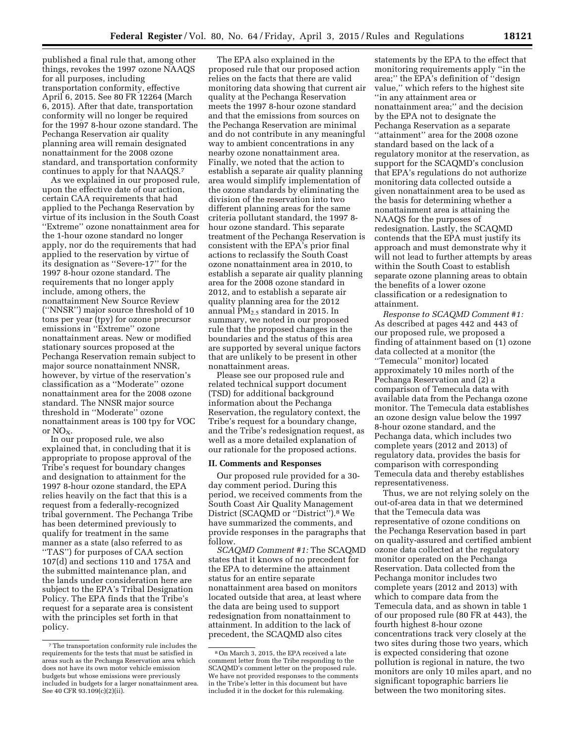published a final rule that, among other things, revokes the 1997 ozone NAAQS for all purposes, including transportation conformity, effective April 6, 2015. See 80 FR 12264 (March 6, 2015). After that date, transportation conformity will no longer be required for the 1997 8-hour ozone standard. The Pechanga Reservation air quality planning area will remain designated nonattainment for the 2008 ozone standard, and transportation conformity continues to apply for that NAAQS.[7]

As we explained in our proposed rule, upon the effective date of our action, certain CAA requirements that had applied to the Pechanga Reservation by virtue of its inclusion in the South Coast "Extreme" ozone nonattainment area for the 1-hour ozone standard no longer apply, nor do the requirements that had applied to the reservation by virtue of its designation as "Severe-17" for the 1997 8-hour ozone standard. The requirements that no longer apply include, among others, the nonattainment New Source Review ("NNSR") major source threshold of 10 tons per year (tpy) for ozone precursor emissions in "Extreme" ozone nonattainment areas. New or modified stationary sources proposed at the Pechanga Reservation remain subject to major source nonattainment NNSR, however, by virtue of the reservation's classification as a "Moderate" ozone nonattainment area for the 2008 ozone standard. The NNSR major source threshold in "Moderate" ozone nonattainment areas is 100 tpy for VOC or $NO_X$.

In our proposed rule, we also explained that, in concluding that it is appropriate to propose approval of the Tribe's request for boundary changes and designation to attainment for the 1997 8-hour ozone standard, the EPA relies heavily on the fact that this is a request from a federally-recognized tribal government. The Pechanga Tribe has been determined previously to qualify for treatment in the same manner as a state (also referred to as "TAS") for purposes of CAA section 107(d) and sections 110 and 175A and the submitted maintenance plan, and the lands under consideration here are subject to the EPA's Tribal Designation Policy. The EPA finds that the Tribe's request for a separate area is consistent with the principles set forth in that policy.

The EPA also explained in the proposed rule that our proposed action relies on the facts that there are valid monitoring data showing that current air quality at the Pechanga Reservation meets the 1997 8-hour ozone standard and that the emissions from sources on the Pechanga Reservation are minimal and do not contribute in any meaningful way to ambient concentrations in any nearby ozone nonattainment area. Finally, we noted that the action to establish a separate air quality planning area would simplify implementation of the ozone standards by eliminating the division of the reservation into two different planning areas for the same criteria pollutant standard, the 1997 8-hour ozone standard. This separate treatment of the Pechanga Reservation is consistent with the EPA's prior final actions to reclassify the South Coast ozone nonattainment area in 2010, to establish a separate air quality planning area for the 2008 ozone standard in 2012, and to establish a separate air quality planning area for the 2012 annual $PM_{2.5}$ standard in 2015. In summary, we noted in our proposed rule that the proposed changes in the boundaries and the status of this area are supported by several unique factors that are unlikely to be present in other nonattainment areas.

Please see our proposed rule and related technical support document (TSD) for additional background information about the Pechanga Reservation, the regulatory context, the Tribe's request for a boundary change, and the Tribe's redesignation request, as well as a more detailed explanation of our rationale for the proposed actions.

## II. Comments and Responses

Our proposed rule provided for a 30-day comment period. During this period, we received comments from the South Coast Air Quality Management District (SCAQMD or "District").[8] We have summarized the comments, and provide responses in the paragraphs that follow.

*SCAQMD Comment #1:* The SCAQMD states that it knows of no precedent for the EPA to determine the attainment status for an entire separate nonattainment area based on monitors located outside that area, at least where the data are being used to support redesignation from nonattainment to attainment. In addition to the lack of precedent, the SCAQMD also cites statements by the EPA to the effect that monitoring requirements apply "in the area;" the EPA's definition of "design value," which refers to the highest site "in any attainment area or nonattainment area;" and the decision by the EPA not to designate the Pechanga Reservation as a separate "attainment" area for the 2008 ozone standard based on the lack of a regulatory monitor at the reservation, as support for the SCAQMD's conclusion that EPA's regulations do not authorize monitoring data collected outside a given nonattainment area to be used as the basis for determining whether a nonattainment area is attaining the NAAQS for the purposes of redesignation. Lastly, the SCAQMD contends that the EPA must justify its approach and must demonstrate why it will not lead to further attempts by areas within the South Coast to establish separate ozone planning areas to obtain the benefits of a lower ozone classification or a redesignation to attainment.

*Response to SCAQMD Comment #1:* As described at pages 442 and 443 of our proposed rule, we proposed a finding of attainment based on (1) ozone data collected at a monitor (the "Temecula" monitor) located approximately 10 miles north of the Pechanga Reservation and (2) a comparison of Temecula data with available data from the Pechanga ozone monitor. The Temecula data establishes an ozone design value below the 1997 8-hour ozone standard, and the Pechanga data, which includes two complete years (2012 and 2013) of regulatory data, provides the basis for comparison with corresponding Temecula data and thereby establishes representativeness.

Thus, we are not relying solely on the out-of-area data in that we determined that the Temecula data was representative of ozone conditions on the Pechanga Reservation based in part on quality-assured and certified ambient ozone data collected at the regulatory monitor operated on the Pechanga Reservation. Data collected from the Pechanga monitor includes two complete years (2012 and 2013) with which to compare data from the Temecula data, and as shown in table 1 of our proposed rule (80 FR at 443), the fourth highest 8-hour ozone concentrations track very closely at the two sites during those two years, which is expected considering that ozone pollution is regional in nature, the two monitors are only 10 miles apart, and no significant topographic barriers lie between the two monitoring sites.

---

[7] The transportation conformity rule includes the requirements for the tests that must be satisfied in areas such as the Pechanga Reservation area which does not have its own motor vehicle emission budgets but whose emissions were previously included in budgets for a larger nonattainment area. See 40 CFR 93.109(c)(2)(ii).

[8] On March 3, 2015, the EPA received a late comment letter from the Tribe responding to the SCAQMD's comment letter on the proposed rule. We have not provided responses to the comments in the Tribe's letter in this document but have included it in the docket for this rulemaking.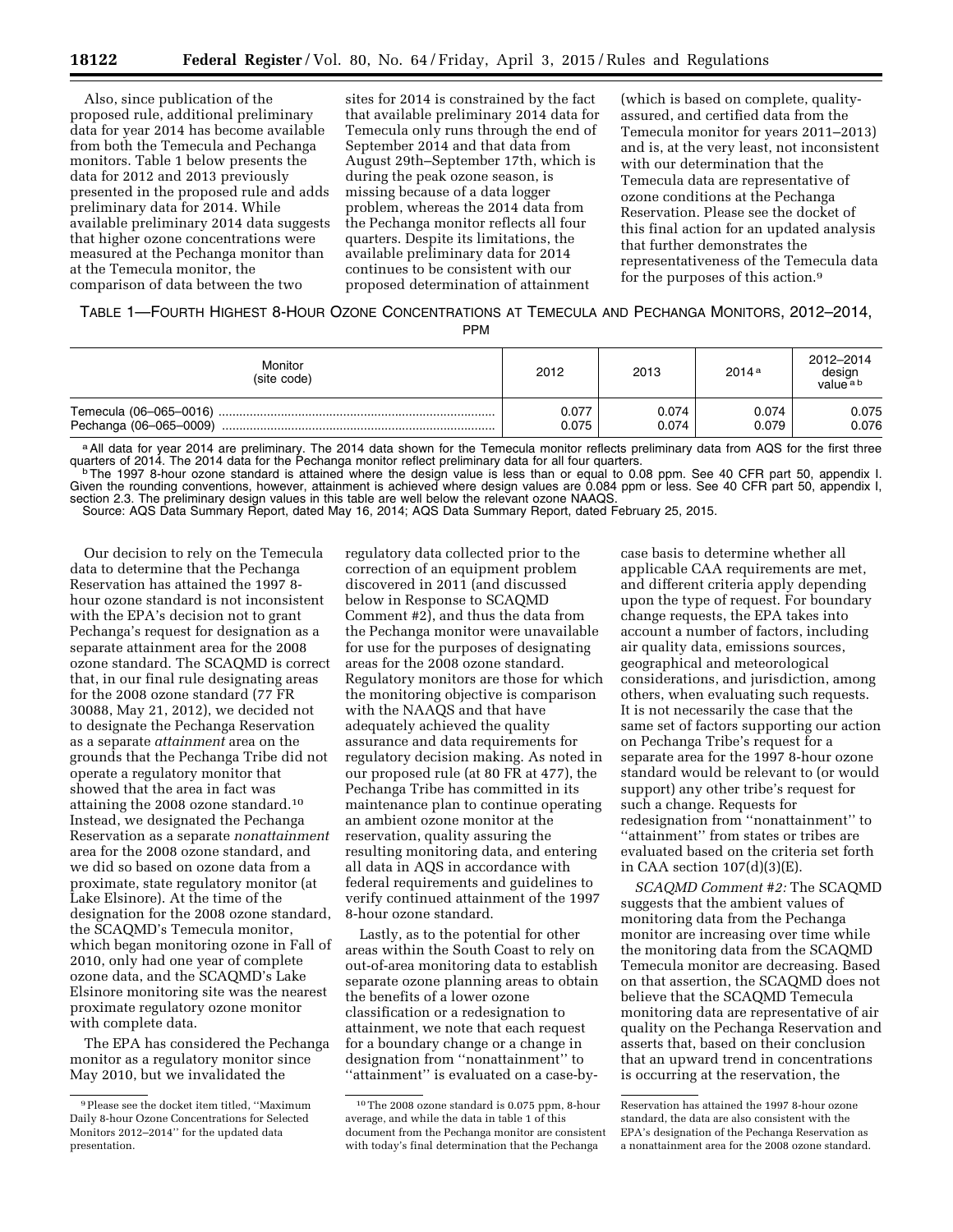Also, since publication of the proposed rule, additional preliminary data for year 2014 has become available from both the Temecula and Pechanga monitors. Table 1 below presents the data for 2012 and 2013 previously presented in the proposed rule and adds preliminary data for 2014. While available preliminary 2014 data suggests that higher ozone concentrations were measured at the Pechanga monitor than at the Temecula monitor, the comparison of data between the two sites for 2014 is constrained by the fact that available preliminary 2014 data for Temecula only runs through the end of September 2014 and that data from August 29th–September 17th, which is during the peak ozone season, is missing because of a data logger problem, whereas the 2014 data from the Pechanga monitor reflects all four quarters. Despite its limitations, the available preliminary data for 2014 continues to be consistent with our proposed determination of attainment (which is based on complete, quality-assured, and certified data from the Temecula monitor for years 2011–2013) and is, at the very least, not inconsistent with our determination that the Temecula data are representative of ozone conditions at the Pechanga Reservation. Please see the docket of this final action for an updated analysis that further demonstrates the representativeness of the Temecula data for the purposes of this action.[9]

TABLE 1—FOURTH HIGHEST 8-HOUR OZONE CONCENTRATIONS AT TEMECULA AND PECHANGA MONITORS, 2012–2014, PPM

| Monitor (site code) | 2012 | 2013 | 2014 [a] | 2012–2014 design value [a b] |
|---|---|---|---|---|
| Temecula (06–065–0016) | 0.077 | 0.074 | 0.074 | 0.075 |
| Pechanga (06–065–0009) | 0.075 | 0.074 | 0.079 | 0.076 |

[a] All data for year 2014 are preliminary. The 2014 data shown for the Temecula monitor reflects preliminary data from AQS for the first three quarters of 2014. The 2014 data for the Pechanga monitor reflect preliminary data for all four quarters.

[b] The 1997 8-hour ozone standard is attained where the design value is less than or equal to 0.08 ppm. See 40 CFR part 50, appendix I. Given the rounding conventions, however, attainment is achieved where design values are 0.084 ppm or less. See 40 CFR part 50, appendix I, section 2.3. The preliminary design values in this table are well below the relevant ozone NAAQS.

Source: AQS Data Summary Report, dated May 16, 2014; AQS Data Summary Report, dated February 25, 2015.

Our decision to rely on the Temecula data to determine that the Pechanga Reservation has attained the 1997 8-hour ozone standard is not inconsistent with the EPA's decision not to grant Pechanga's request for designation as a separate attainment area for the 2008 ozone standard. The SCAQMD is correct that, in our final rule designating areas for the 2008 ozone standard (77 FR 30088, May 21, 2012), we decided not to designate the Pechanga Reservation as a separate *attainment* area on the grounds that the Pechanga Tribe did not operate a regulatory monitor that showed that the area in fact was attaining the 2008 ozone standard.[10] Instead, we designated the Pechanga Reservation as a separate *nonattainment* area for the 2008 ozone standard, and we did so based on ozone data from a proximate, state regulatory monitor (at Lake Elsinore). At the time of the designation for the 2008 ozone standard, the SCAQMD's Temecula monitor, which began monitoring ozone in Fall of 2010, only had one year of complete ozone data, and the SCAQMD's Lake Elsinore monitoring site was the nearest proximate regulatory ozone monitor with complete data.

The EPA has considered the Pechanga monitor as a regulatory monitor since May 2010, but we invalidated the regulatory data collected prior to the correction of an equipment problem discovered in 2011 (and discussed below in Response to SCAQMD Comment #2), and thus the data from the Pechanga monitor were unavailable for use for the purposes of designating areas for the 2008 ozone standard. Regulatory monitors are those for which the monitoring objective is comparison with the NAAQS and that have adequately achieved the quality assurance and data requirements for regulatory decision making. As noted in our proposed rule (at 80 FR at 477), the Pechanga Tribe has committed in its maintenance plan to continue operating an ambient ozone monitor at the reservation, quality assuring the resulting monitoring data, and entering all data in AQS in accordance with federal requirements and guidelines to verify continued attainment of the 1997 8-hour ozone standard.

Lastly, as to the potential for other areas within the South Coast to rely on out-of-area monitoring data to establish separate ozone planning areas to obtain the benefits of a lower ozone classification or a redesignation to attainment, we note that each request for a boundary change or a change in designation from "nonattainment" to "attainment" is evaluated on a case-by-case basis to determine whether all applicable CAA requirements are met, and different criteria apply depending upon the type of request. For boundary change requests, the EPA takes into account a number of factors, including air quality data, emissions sources, geographical and meteorological considerations, and jurisdiction, among others, when evaluating such requests. It is not necessarily the case that the same set of factors supporting our action on Pechanga Tribe's request for a separate area for the 1997 8-hour ozone standard would be relevant to (or would support) any other tribe's request for such a change. Requests for redesignation from "nonattainment" to "attainment" from states or tribes are evaluated based on the criteria set forth in CAA section 107(d)(3)(E).

*SCAQMD Comment #2:* The SCAQMD suggests that the ambient values of monitoring data from the Pechanga monitor are increasing over time while the monitoring data from the SCAQMD Temecula monitor are decreasing. Based on that assertion, the SCAQMD does not believe that the SCAQMD Temecula monitoring data are representative of air quality on the Pechanga Reservation and asserts that, based on their conclusion that an upward trend in concentrations is occurring at the reservation, the

[9] Please see the docket item titled, "Maximum Daily 8-hour Ozone Concentrations for Selected Monitors 2012–2014" for the updated data presentation.

[10] The 2008 ozone standard is 0.075 ppm, 8-hour average, and while the data in table 1 of this document from the Pechanga monitor are consistent with today's final determination that the Pechanga Reservation has attained the 1997 8-hour ozone standard, the data are also consistent with the EPA's designation of the Pechanga Reservation as a nonattainment area for the 2008 ozone standard.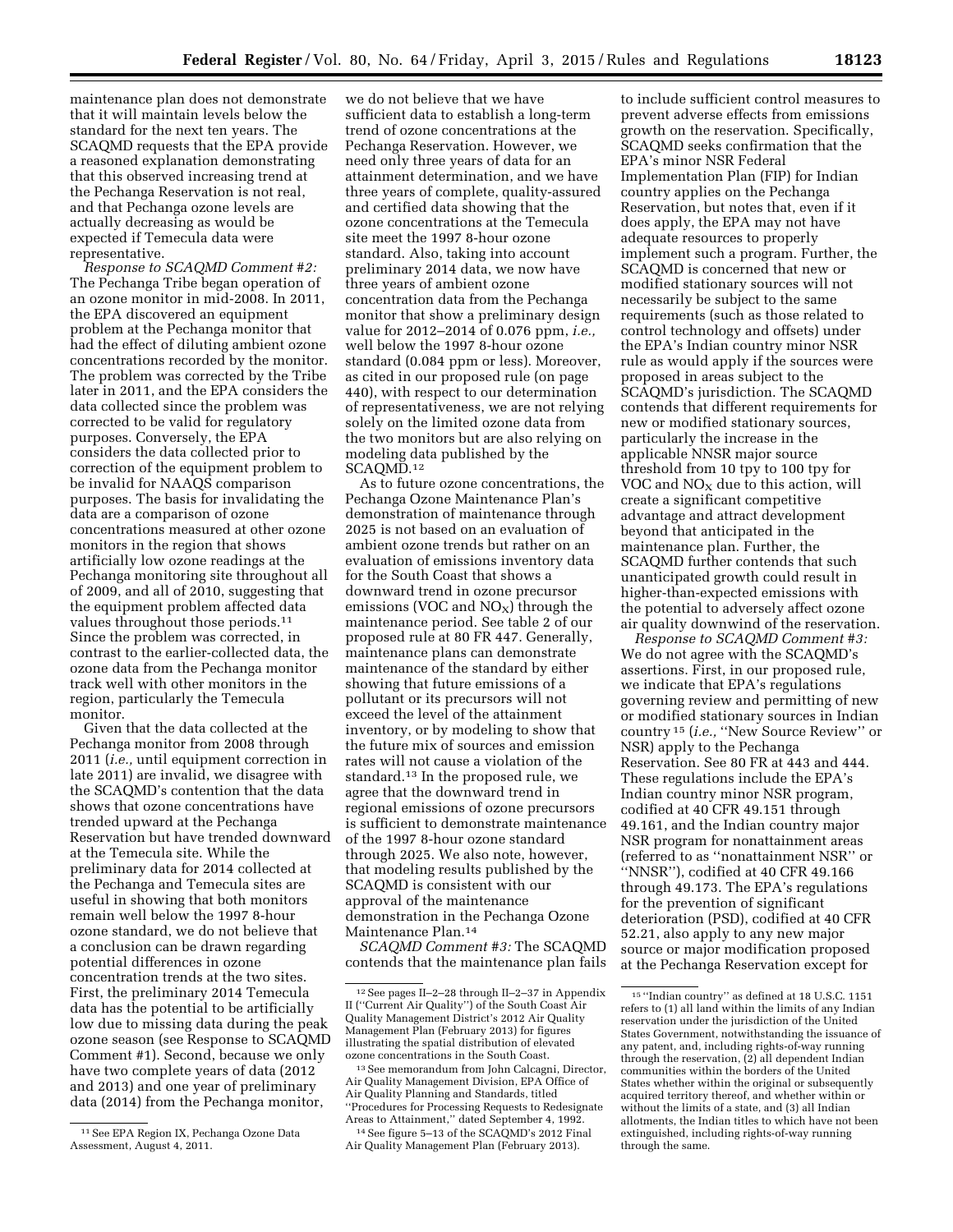maintenance plan does not demonstrate that it will maintain levels below the standard for the next ten years. The SCAQMD requests that the EPA provide a reasoned explanation demonstrating that this observed increasing trend at the Pechanga Reservation is not real, and that Pechanga ozone levels are actually decreasing as would be expected if Temecula data were representative.

*Response to SCAQMD Comment #2:* The Pechanga Tribe began operation of an ozone monitor in mid-2008. In 2011, the EPA discovered an equipment problem at the Pechanga monitor that had the effect of diluting ambient ozone concentrations recorded by the monitor. The problem was corrected by the Tribe later in 2011, and the EPA considers the data collected since the problem was corrected to be valid for regulatory purposes. Conversely, the EPA considers the data collected prior to correction of the equipment problem to be invalid for NAAQS comparison purposes. The basis for invalidating the data are a comparison of ozone concentrations measured at other ozone monitors in the region that shows artificially low ozone readings at the Pechanga monitoring site throughout all of 2009, and all of 2010, suggesting that the equipment problem affected data values throughout those periods.[11] Since the problem was corrected, in contrast to the earlier-collected data, the ozone data from the Pechanga monitor track well with other monitors in the region, particularly the Temecula monitor.

Given that the data collected at the Pechanga monitor from 2008 through 2011 (*i.e.,* until equipment correction in late 2011) are invalid, we disagree with the SCAQMD's contention that the data shows that ozone concentrations have trended upward at the Pechanga Reservation but have trended downward at the Temecula site. While the preliminary data for 2014 collected at the Pechanga and Temecula sites are useful in showing that both monitors remain well below the 1997 8-hour ozone standard, we do not believe that a conclusion can be drawn regarding potential differences in ozone concentration trends at the two sites. First, the preliminary 2014 Temecula data has the potential to be artificially low due to missing data during the peak ozone season (see Response to SCAQMD Comment #1). Second, because we only have two complete years of data (2012 and 2013) and one year of preliminary data (2014) from the Pechanga monitor, we do not believe that we have sufficient data to establish a long-term trend of ozone concentrations at the Pechanga Reservation. However, we need only three years of data for an attainment determination, and we have three years of complete, quality-assured and certified data showing that the ozone concentrations at the Temecula site meet the 1997 8-hour ozone standard. Also, taking into account preliminary 2014 data, we now have three years of ambient ozone concentration data from the Pechanga monitor that show a preliminary design value for 2012–2014 of 0.076 ppm, *i.e.,* well below the 1997 8-hour ozone standard (0.084 ppm or less). Moreover, as cited in our proposed rule (on page 440), with respect to our determination of representativeness, we are not relying solely on the limited ozone data from the two monitors but are also relying on modeling data published by the SCAQMD.[12]

As to future ozone concentrations, the Pechanga Ozone Maintenance Plan's demonstration of maintenance through 2025 is not based on an evaluation of ambient ozone trends but rather on an evaluation of emissions inventory data for the South Coast that shows a downward trend in ozone precursor emissions (VOC and $NO_X$) through the maintenance period. See table 2 of our proposed rule at 80 FR 447. Generally, maintenance plans can demonstrate maintenance of the standard by either showing that future emissions of a pollutant or its precursors will not exceed the level of the attainment inventory, or by modeling to show that the future mix of sources and emission rates will not cause a violation of the standard.[13] In the proposed rule, we agree that the downward trend in regional emissions of ozone precursors is sufficient to demonstrate maintenance of the 1997 8-hour ozone standard through 2025. We also note, however, that modeling results published by the SCAQMD is consistent with our approval of the maintenance demonstration in the Pechanga Ozone Maintenance Plan.[14]

*SCAQMD Comment #3:* The SCAQMD contends that the maintenance plan fails to include sufficient control measures to prevent adverse effects from emissions growth on the reservation. Specifically, SCAQMD seeks confirmation that the EPA's minor NSR Federal Implementation Plan (FIP) for Indian country applies on the Pechanga Reservation, but notes that, even if it does apply, the EPA may not have adequate resources to properly implement such a program. Further, the SCAQMD is concerned that new or modified stationary sources will not necessarily be subject to the same requirements (such as those related to control technology and offsets) under the EPA's Indian country minor NSR rule as would apply if the sources were proposed in areas subject to the SCAQMD's jurisdiction. The SCAQMD contends that different requirements for new or modified stationary sources, particularly the increase in the applicable NNSR major source threshold from 10 tpy to 100 tpy for VOC and $NO_X$ due to this action, will create a significant competitive advantage and attract development beyond that anticipated in the maintenance plan. Further, the SCAQMD further contends that such unanticipated growth could result in higher-than-expected emissions with the potential to adversely affect ozone air quality downwind of the reservation.

*Response to SCAQMD Comment #3:* We do not agree with the SCAQMD's assertions. First, in our proposed rule, we indicate that EPA's regulations governing review and permitting of new or modified stationary sources in Indian country[15] (*i.e.,* "New Source Review" or NSR) apply to the Pechanga Reservation. See 80 FR at 443 and 444. These regulations include the EPA's Indian country minor NSR program, codified at 40 CFR 49.151 through 49.161, and the Indian country major NSR program for nonattainment areas (referred to as "nonattainment NSR" or "NNSR"), codified at 40 CFR 49.166 through 49.173. The EPA's regulations for the prevention of significant deterioration (PSD), codified at 40 CFR 52.21, also apply to any new major source or major modification proposed at the Pechanga Reservation except for

---

[11] See EPA Region IX, Pechanga Ozone Data Assessment, August 4, 2011.

[12] See pages II–2–28 through II–2–37 in Appendix II ("Current Air Quality") of the South Coast Air Quality Management District's 2012 Air Quality Management Plan (February 2013) for figures illustrating the spatial distribution of elevated ozone concentrations in the South Coast.

[13] See memorandum from John Calcagni, Director, Air Quality Management Division, EPA Office of Air Quality Planning and Standards, titled "Procedures for Processing Requests to Redesignate Areas to Attainment," dated September 4, 1992.

[14] See figure 5–13 of the SCAQMD's 2012 Final Air Quality Management Plan (February 2013).

[15] "Indian country" as defined at 18 U.S.C. 1151 refers to (1) all land within the limits of any Indian reservation under the jurisdiction of the United States Government, notwithstanding the issuance of any patent, and, including rights-of-way running through the reservation, (2) all dependent Indian communities within the borders of the United States whether within the original or subsequently acquired territory thereof, and whether within or without the limits of a state, and (3) all Indian allotments, the Indian titles to which have not been extinguished, including rights-of-way running through the same.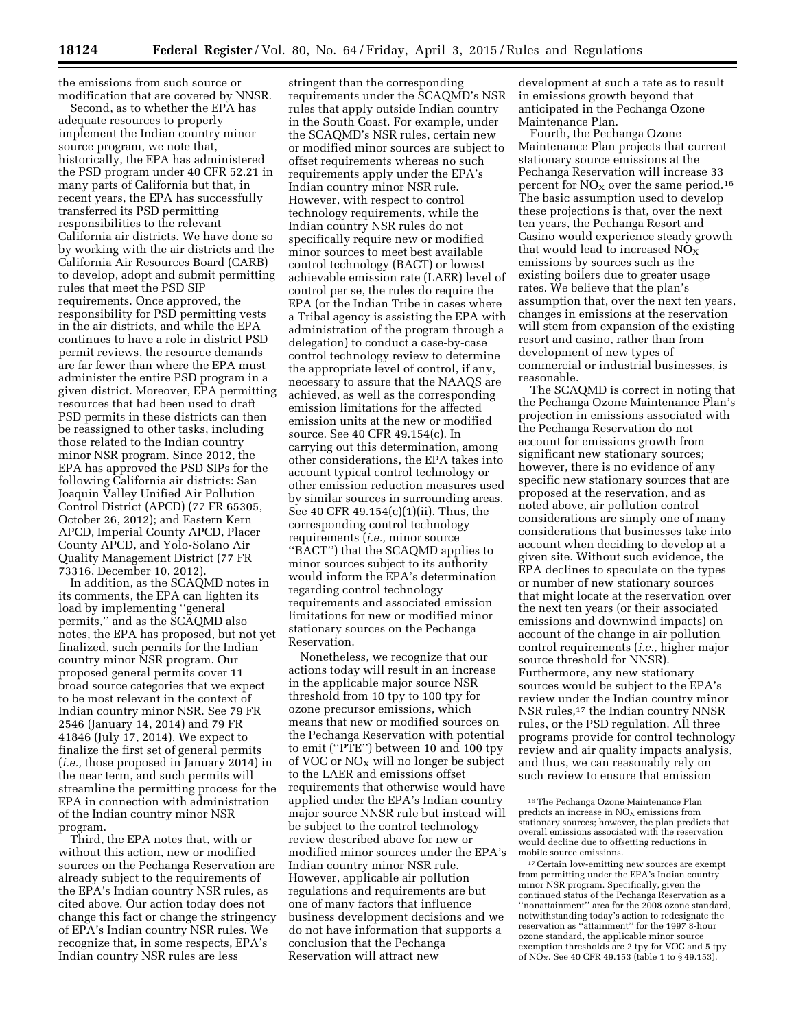the emissions from such source or modification that are covered by NNSR.

Second, as to whether the EPA has adequate resources to properly implement the Indian country minor source program, we note that, historically, the EPA has administered the PSD program under 40 CFR 52.21 in many parts of California but that, in recent years, the EPA has successfully transferred its PSD permitting responsibilities to the relevant California air districts. We have done so by working with the air districts and the California Air Resources Board (CARB) to develop, adopt and submit permitting rules that meet the PSD SIP requirements. Once approved, the responsibility for PSD permitting vests in the air districts, and while the EPA continues to have a role in district PSD permit reviews, the resource demands are far fewer than where the EPA must administer the entire PSD program in a given district. Moreover, EPA permitting resources that had been used to draft PSD permits in these districts can then be reassigned to other tasks, including those related to the Indian country minor NSR program. Since 2012, the EPA has approved the PSD SIPs for the following California air districts: San Joaquin Valley Unified Air Pollution Control District (APCD) (77 FR 65305, October 26, 2012); and Eastern Kern APCD, Imperial County APCD, Placer County APCD, and Yolo-Solano Air Quality Management District (77 FR 73316, December 10, 2012).

In addition, as the SCAQMD notes in its comments, the EPA can lighten its load by implementing ''general permits,'' and as the SCAQMD also notes, the EPA has proposed, but not yet finalized, such permits for the Indian country minor NSR program. Our proposed general permits cover 11 broad source categories that we expect to be most relevant in the context of Indian country minor NSR. See 79 FR 2546 (January 14, 2014) and 79 FR 41846 (July 17, 2014). We expect to finalize the first set of general permits (*i.e.,* those proposed in January 2014) in the near term, and such permits will streamline the permitting process for the EPA in connection with administration of the Indian country minor NSR program.

Third, the EPA notes that, with or without this action, new or modified sources on the Pechanga Reservation are already subject to the requirements of the EPA's Indian country NSR rules, as cited above. Our action today does not change this fact or change the stringency of EPA's Indian country NSR rules. We recognize that, in some respects, EPA's Indian country NSR rules are less stringent than the corresponding requirements under the SCAQMD's NSR rules that apply outside Indian country in the South Coast. For example, under the SCAQMD's NSR rules, certain new or modified minor sources are subject to offset requirements whereas no such requirements apply under the EPA's Indian country minor NSR rule. However, with respect to control technology requirements, while the Indian country NSR rules do not specifically require new or modified minor sources to meet best available control technology (BACT) or lowest achievable emission rate (LAER) level of control per se, the rules do require the EPA (or the Indian Tribe in cases where a Tribal agency is assisting the EPA with administration of the program through a delegation) to conduct a case-by-case control technology review to determine the appropriate level of control, if any, necessary to assure that the NAAQS are achieved, as well as the corresponding emission limitations for the affected emission units at the new or modified source. See 40 CFR 49.154(c). In carrying out this determination, among other considerations, the EPA takes into account typical control technology or other emission reduction measures used by similar sources in surrounding areas. See 40 CFR 49.154(c)(1)(ii). Thus, the corresponding control technology requirements (*i.e.,* minor source ''BACT'') that the SCAQMD applies to minor sources subject to its authority would inform the EPA's determination regarding control technology requirements and associated emission limitations for new or modified minor stationary sources on the Pechanga Reservation.

Nonetheless, we recognize that our actions today will result in an increase in the applicable major source NSR threshold from 10 tpy to 100 tpy for ozone precursor emissions, which means that new or modified sources on the Pechanga Reservation with potential to emit (''PTE'') between 10 and 100 tpy of VOC or $NO_X$ will no longer be subject to the LAER and emissions offset requirements that otherwise would have applied under the EPA's Indian country major source NNSR rule but instead will be subject to the control technology review described above for new or modified minor sources under the EPA's Indian country minor NSR rule. However, applicable air pollution regulations and requirements are but one of many factors that influence business development decisions and we do not have information that supports a conclusion that the Pechanga Reservation will attract new development at such a rate as to result in emissions growth beyond that anticipated in the Pechanga Ozone Maintenance Plan.

Fourth, the Pechanga Ozone Maintenance Plan projects that current stationary source emissions at the Pechanga Reservation will increase 33 percent for $NO_X$ over the same period.[16] The basic assumption used to develop these projections is that, over the next ten years, the Pechanga Resort and Casino would experience steady growth that would lead to increased $NO_X$ emissions by sources such as the existing boilers due to greater usage rates. We believe that the plan's assumption that, over the next ten years, changes in emissions at the reservation will stem from expansion of the existing resort and casino, rather than from development of new types of commercial or industrial businesses, is reasonable.

The SCAQMD is correct in noting that the Pechanga Ozone Maintenance Plan's projection in emissions associated with the Pechanga Reservation do not account for emissions growth from significant new stationary sources; however, there is no evidence of any specific new stationary sources that are proposed at the reservation, and as noted above, air pollution control considerations are simply one of many considerations that businesses take into account when deciding to develop at a given site. Without such evidence, the EPA declines to speculate on the types or number of new stationary sources that might locate at the reservation over the next ten years (or their associated emissions and downwind impacts) on account of the change in air pollution control requirements (*i.e.,* higher major source threshold for NNSR). Furthermore, any new stationary sources would be subject to the EPA's review under the Indian country minor NSR rules,[17] the Indian country NNSR rules, or the PSD regulation. All three programs provide for control technology review and air quality impacts analysis, and thus, we can reasonably rely on such review to ensure that emission

[16] The Pechanga Ozone Maintenance Plan predicts an increase in $NO_X$ emissions from stationary sources; however, the plan predicts that overall emissions associated with the reservation would decline due to offsetting reductions in mobile source emissions.

[17] Certain low-emitting new sources are exempt from permitting under the EPA's Indian country minor NSR program. Specifically, given the continued status of the Pechanga Reservation as a ''nonattainment'' area for the 2008 ozone standard, notwithstanding today's action to redesignate the reservation as ''attainment'' for the 1997 8-hour ozone standard, the applicable minor source exemption thresholds are 2 tpy for VOC and 5 tpy of $NO_X$. See 40 CFR 49.153 (table 1 to § 49.153).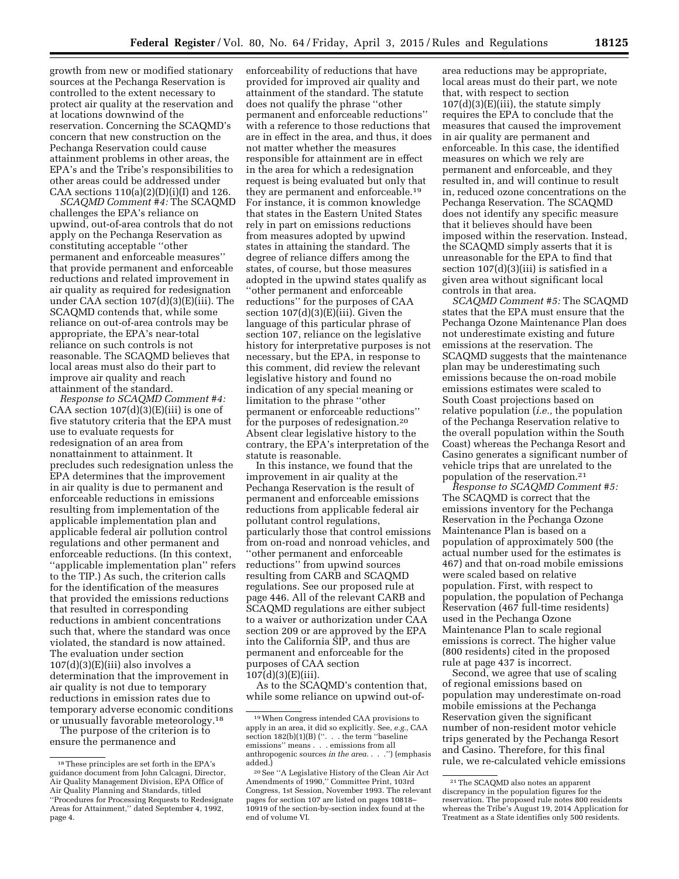growth from new or modified stationary sources at the Pechanga Reservation is controlled to the extent necessary to protect air quality at the reservation and at locations downwind of the reservation. Concerning the SCAQMD's concern that new construction on the Pechanga Reservation could cause attainment problems in other areas, the EPA's and the Tribe's responsibilities to other areas could be addressed under CAA sections 110(a)(2)(D)(i)(I) and 126.

*SCAQMD Comment #4:* The SCAQMD challenges the EPA's reliance on upwind, out-of-area controls that do not apply on the Pechanga Reservation as constituting acceptable ''other permanent and enforceable measures'' that provide permanent and enforceable reductions and related improvement in air quality as required for redesignation under CAA section 107(d)(3)(E)(iii). The SCAQMD contends that, while some reliance on out-of-area controls may be appropriate, the EPA's near-total reliance on such controls is not reasonable. The SCAQMD believes that local areas must also do their part to improve air quality and reach attainment of the standard.

*Response to SCAQMD Comment #4:* CAA section 107(d)(3)(E)(iii) is one of five statutory criteria that the EPA must use to evaluate requests for redesignation of an area from nonattainment to attainment. It precludes such redesignation unless the EPA determines that the improvement in air quality is due to permanent and enforceable reductions in emissions resulting from implementation of the applicable implementation plan and applicable federal air pollution control regulations and other permanent and enforceable reductions. (In this context, ''applicable implementation plan'' refers to the TIP.) As such, the criterion calls for the identification of the measures that provided the emissions reductions that resulted in corresponding reductions in ambient concentrations such that, where the standard was once violated, the standard is now attained. The evaluation under section 107(d)(3)(E)(iii) also involves a determination that the improvement in air quality is not due to temporary reductions in emission rates due to temporary adverse economic conditions or unusually favorable meteorology.[18]

The purpose of the criterion is to ensure the permanence and enforceability of reductions that have provided for improved air quality and attainment of the standard. The statute does not qualify the phrase ''other permanent and enforceable reductions'' with a reference to those reductions that are in effect in the area, and thus, it does not matter whether the measures responsible for attainment are in effect in the area for which a redesignation request is being evaluated but only that they are permanent and enforceable.[19] For instance, it is common knowledge that states in the Eastern United States rely in part on emissions reductions from measures adopted by upwind states in attaining the standard. The degree of reliance differs among the states, of course, but those measures adopted in the upwind states qualify as ''other permanent and enforceable reductions'' for the purposes of CAA section 107(d)(3)(E)(iii). Given the language of this particular phrase of section 107, reliance on the legislative history for interpretative purposes is not necessary, but the EPA, in response to this comment, did review the relevant legislative history and found no indication of any special meaning or limitation to the phrase ''other permanent or enforceable reductions'' for the purposes of redesignation.[20] Absent clear legislative history to the contrary, the EPA's interpretation of the statute is reasonable.

In this instance, we found that the improvement in air quality at the Pechanga Reservation is the result of permanent and enforceable emissions reductions from applicable federal air pollutant control regulations, particularly those that control emissions from on-road and nonroad vehicles, and ''other permanent and enforceable reductions'' from upwind sources resulting from CARB and SCAQMD regulations. See our proposed rule at page 446. All of the relevant CARB and SCAQMD regulations are either subject to a waiver or authorization under CAA section 209 or are approved by the EPA into the California SIP, and thus are permanent and enforceable for the purposes of CAA section 107(d)(3)(E)(iii).

As to the SCAQMD's contention that, while some reliance on upwind out-of-area reductions may be appropriate, local areas must do their part, we note that, with respect to section 107(d)(3)(E)(iii), the statute simply requires the EPA to conclude that the measures that caused the improvement in air quality are permanent and enforceable. In this case, the identified measures on which we rely are permanent and enforceable, and they resulted in, and will continue to result in, reduced ozone concentrations on the Pechanga Reservation. The SCAQMD does not identify any specific measure that it believes should have been imposed within the reservation. Instead, the SCAQMD simply asserts that it is unreasonable for the EPA to find that section 107(d)(3)(iii) is satisfied in a given area without significant local controls in that area.

*SCAQMD Comment #5:* The SCAQMD states that the EPA must ensure that the Pechanga Ozone Maintenance Plan does not underestimate existing and future emissions at the reservation. The SCAQMD suggests that the maintenance plan may be underestimating such emissions because the on-road mobile emissions estimates were scaled to South Coast projections based on relative population (*i.e.,* the population of the Pechanga Reservation relative to the overall population within the South Coast) whereas the Pechanga Resort and Casino generates a significant number of vehicle trips that are unrelated to the population of the reservation.[21]

*Response to SCAQMD Comment #5:* The SCAQMD is correct that the emissions inventory for the Pechanga Reservation in the Pechanga Ozone Maintenance Plan is based on a population of approximately 500 (the actual number used for the estimates is 467) and that on-road mobile emissions were scaled based on relative population. First, with respect to population, the population of Pechanga Reservation (467 full-time residents) used in the Pechanga Ozone Maintenance Plan to scale regional emissions is correct. The higher value (800 residents) cited in the proposed rule at page 437 is incorrect.

Second, we agree that use of scaling of regional emissions based on population may underestimate on-road mobile emissions at the Pechanga Reservation given the significant number of non-resident motor vehicle trips generated by the Pechanga Resort and Casino. Therefore, for this final rule, we re-calculated vehicle emissions

---

[18] These principles are set forth in the EPA's guidance document from John Calcagni, Director, Air Quality Management Division, EPA Office of Air Quality Planning and Standards, titled ''Procedures for Processing Requests to Redesignate Areas for Attainment,'' dated September 4, 1992, page 4.

[19] When Congress intended CAA provisions to apply in an area, it did so explicitly. See, *e.g.,* CAA section 182(b)(1)(B) (''. . . the term ''baseline emissions'' means . . . emissions from all anthropogenic sources *in the area.* . . .'') (emphasis added.)

[20] See ''A Legislative History of the Clean Air Act Amendments of 1990,'' Committee Print, 103rd Congress, 1st Session, November 1993. The relevant pages for section 107 are listed on pages 10818–10919 of the section-by-section index found at the end of volume VI.

[21] The SCAQMD also notes an apparent discrepancy in the population figures for the reservation. The proposed rule notes 800 residents whereas the Tribe's August 19, 2014 Application for Treatment as a State identifies only 500 residents.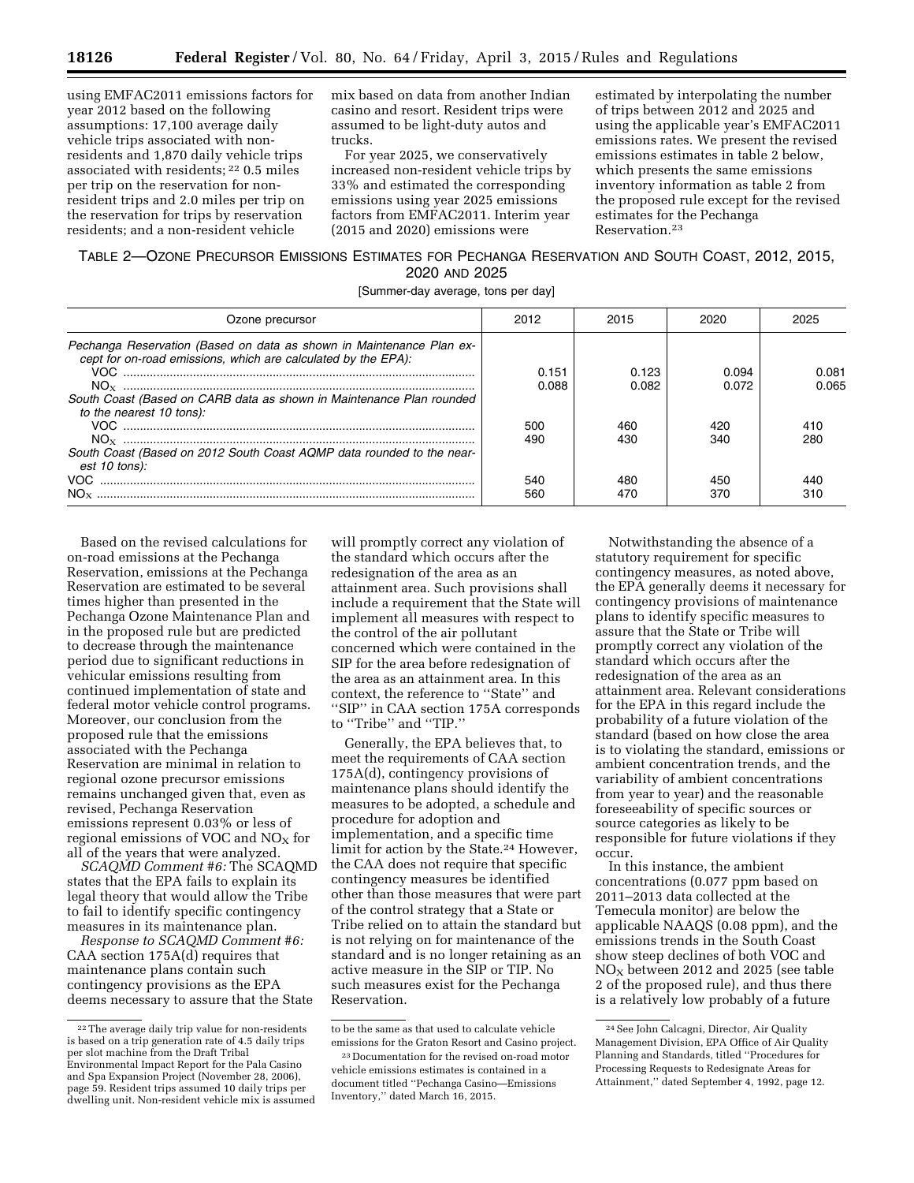using EMFAC2011 emissions factors for year 2012 based on the following assumptions: 17,100 average daily vehicle trips associated with non-residents and 1,870 daily vehicle trips associated with residents; [22] 0.5 miles per trip on the reservation for non-resident trips and 2.0 miles per trip on the reservation for trips by reservation residents; and a non-resident vehicle mix based on data from another Indian casino and resort. Resident trips were assumed to be light-duty autos and trucks.

For year 2025, we conservatively increased non-resident vehicle trips by 33% and estimated the corresponding emissions using year 2025 emissions factors from EMFAC2011. Interim year (2015 and 2020) emissions were estimated by interpolating the number of trips between 2012 and 2025 and using the applicable year's EMFAC2011 emissions rates. We present the revised emissions estimates in table 2 below, which presents the same emissions inventory information as table 2 from the proposed rule except for the revised estimates for the Pechanga Reservation.[23]

TABLE 2—OZONE PRECURSOR EMISSIONS ESTIMATES FOR PECHANGA RESERVATION AND SOUTH COAST, 2012, 2015, 2020 AND 2025

[Summer-day average, tons per day]

| Ozone precursor | 2012 | 2015 | 2020 | 2025 |
|---|---|---|---|---|
| *Pechanga Reservation (Based on data as shown in Maintenance Plan except for on-road emissions, which are calculated by the EPA):* | | | | |
| VOC | 0.151 | 0.123 | 0.094 | 0.081 |
| $NO_X$ | 0.088 | 0.082 | 0.072 | 0.065 |
| *South Coast (Based on CARB data as shown in Maintenance Plan rounded to the nearest 10 tons):* | | | | |
| VOC | 500 | 460 | 420 | 410 |
| $NO_X$ | 490 | 430 | 340 | 280 |
| *South Coast (Based on 2012 South Coast AQMP data rounded to the nearest 10 tons):* | | | | |
| VOC | 540 | 480 | 450 | 440 |
| $NO_X$ | 560 | 470 | 370 | 310 |

Based on the revised calculations for on-road emissions at the Pechanga Reservation, emissions at the Pechanga Reservation are estimated to be several times higher than presented in the Pechanga Ozone Maintenance Plan and in the proposed rule but are predicted to decrease through the maintenance period due to significant reductions in vehicular emissions resulting from continued implementation of state and federal motor vehicle control programs. Moreover, our conclusion from the proposed rule that the emissions associated with the Pechanga Reservation are minimal in relation to regional ozone precursor emissions remains unchanged given that, even as revised, Pechanga Reservation emissions represent 0.03% or less of regional emissions of VOC and $NO_X$ for all of the years that were analyzed.

*SCAQMD Comment #6:* The SCAQMD states that the EPA fails to explain its legal theory that would allow the Tribe to fail to identify specific contingency measures in its maintenance plan.

*Response to SCAQMD Comment #6:* CAA section 175A(d) requires that maintenance plans contain such contingency provisions as the EPA deems necessary to assure that the State will promptly correct any violation of the standard which occurs after the redesignation of the area as an attainment area. Such provisions shall include a requirement that the State will implement all measures with respect to the control of the air pollutant concerned which were contained in the SIP for the area before redesignation of the area as an attainment area. In this context, the reference to "State" and "SIP" in CAA section 175A corresponds to "Tribe" and "TIP."

Generally, the EPA believes that, to meet the requirements of CAA section 175A(d), contingency provisions of maintenance plans should identify the measures to be adopted, a schedule and procedure for adoption and implementation, and a specific time limit for action by the State.[24] However, the CAA does not require that specific contingency measures be identified other than those measures that were part of the control strategy that a State or Tribe relied on to attain the standard but is not relying on for maintenance of the standard and is no longer retaining as an active measure in the SIP or TIP. No such measures exist for the Pechanga Reservation.

Notwithstanding the absence of a statutory requirement for specific contingency measures, as noted above, the EPA generally deems it necessary for contingency provisions of maintenance plans to identify specific measures to assure that the State or Tribe will promptly correct any violation of the standard which occurs after the redesignation of the area as an attainment area. Relevant considerations for the EPA in this regard include the probability of a future violation of the standard (based on how close the area is to violating the standard, emissions or ambient concentration trends, and the variability of ambient concentrations from year to year) and the reasonable foreseeability of specific sources or source categories as likely to be responsible for future violations if they occur.

In this instance, the ambient concentrations (0.077 ppm based on 2011–2013 data collected at the Temecula monitor) are below the applicable NAAQS (0.08 ppm), and the emissions trends in the South Coast show steep declines of both VOC and $NO_X$ between 2012 and 2025 (see table 2 of the proposed rule), and thus there is a relatively low probably of a future

[22] The average daily trip value for non-residents is based on a trip generation rate of 4.5 daily trips per slot machine from the Draft Tribal Environmental Impact Report for the Pala Casino and Spa Expansion Project (November 28, 2006), page 59. Resident trips assumed 10 daily trips per dwelling unit. Non-resident vehicle mix is assumed to be the same as that used to calculate vehicle emissions for the Graton Resort and Casino project.

[23] Documentation for the revised on-road motor vehicle emissions estimates is contained in a document titled "Pechanga Casino—Emissions Inventory," dated March 16, 2015.

[24] See John Calcagni, Director, Air Quality Management Division, EPA Office of Air Quality Planning and Standards, titled "Procedures for Processing Requests to Redesignate Areas for Attainment," dated September 4, 1992, page 12.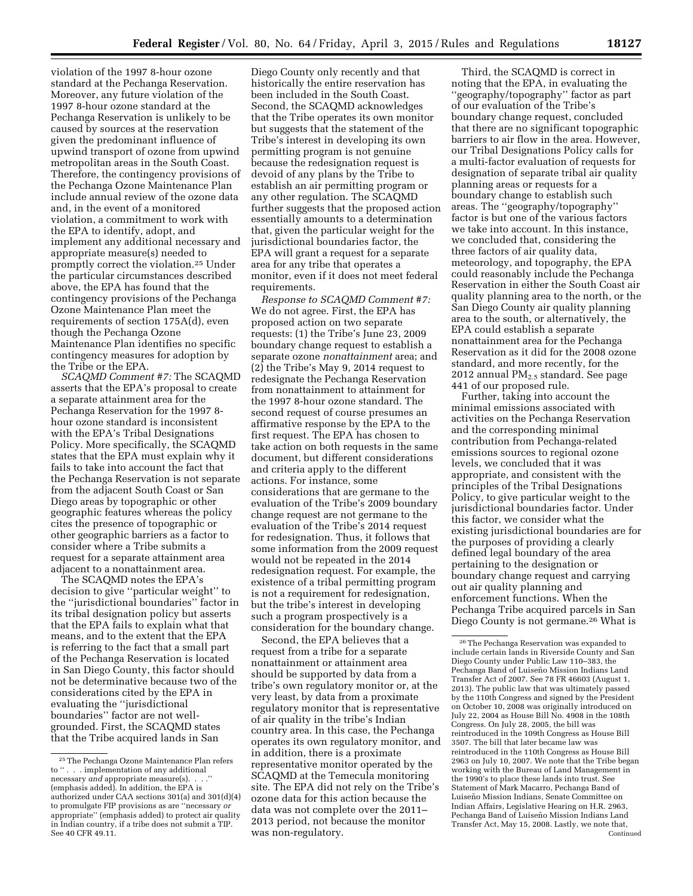violation of the 1997 8-hour ozone standard at the Pechanga Reservation. Moreover, any future violation of the 1997 8-hour ozone standard at the Pechanga Reservation is unlikely to be caused by sources at the reservation given the predominant influence of upwind transport of ozone from upwind metropolitan areas in the South Coast. Therefore, the contingency provisions of the Pechanga Ozone Maintenance Plan include annual review of the ozone data and, in the event of a monitored violation, a commitment to work with the EPA to identify, adopt, and implement any additional necessary and appropriate measure(s) needed to promptly correct the violation.[25] Under the particular circumstances described above, the EPA has found that the contingency provisions of the Pechanga Ozone Maintenance Plan meet the requirements of section 175A(d), even though the Pechanga Ozone Maintenance Plan identifies no specific contingency measures for adoption by the Tribe or the EPA.

*SCAQMD Comment #7:* The SCAQMD asserts that the EPA's proposal to create a separate attainment area for the Pechanga Reservation for the 1997 8-hour ozone standard is inconsistent with the EPA's Tribal Designations Policy. More specifically, the SCAQMD states that the EPA must explain why it fails to take into account the fact that the Pechanga Reservation is not separate from the adjacent South Coast or San Diego areas by topographic or other geographic features whereas the policy cites the presence of topographic or other geographic barriers as a factor to consider where a Tribe submits a request for a separate attainment area adjacent to a nonattainment area.

The SCAQMD notes the EPA's decision to give ''particular weight'' to the ''jurisdictional boundaries'' factor in its tribal designation policy but asserts that the EPA fails to explain what that means, and to the extent that the EPA is referring to the fact that a small part of the Pechanga Reservation is located in San Diego County, this factor should not be determinative because two of the considerations cited by the EPA in evaluating the ''jurisdictional boundaries'' factor are not well-grounded. First, the SCAQMD states that the Tribe acquired lands in San Diego County only recently and that historically the entire reservation has been included in the South Coast. Second, the SCAQMD acknowledges that the Tribe operates its own monitor but suggests that the statement of the Tribe's interest in developing its own permitting program is not genuine because the redesignation request is devoid of any plans by the Tribe to establish an air permitting program or any other regulation. The SCAQMD further suggests that the proposed action essentially amounts to a determination that, given the particular weight for the jurisdictional boundaries factor, the EPA will grant a request for a separate area for any tribe that operates a monitor, even if it does not meet federal requirements.

*Response to SCAQMD Comment #7:* We do not agree. First, the EPA has proposed action on two separate requests: (1) the Tribe's June 23, 2009 boundary change request to establish a separate ozone *nonattainment* area; and (2) the Tribe's May 9, 2014 request to redesignate the Pechanga Reservation from nonattainment to attainment for the 1997 8-hour ozone standard. The second request of course presumes an affirmative response by the EPA to the first request. The EPA has chosen to take action on both requests in the same document, but different considerations and criteria apply to the different actions. For instance, some considerations that are germane to the evaluation of the Tribe's 2009 boundary change request are not germane to the evaluation of the Tribe's 2014 request for redesignation. Thus, it follows that some information from the 2009 request would not be repeated in the 2014 redesignation request. For example, the existence of a tribal permitting program is not a requirement for redesignation, but the tribe's interest in developing such a program prospectively is a consideration for the boundary change.

Second, the EPA believes that a request from a tribe for a separate nonattainment or attainment area should be supported by data from a tribe's own regulatory monitor or, at the very least, by data from a proximate regulatory monitor that is representative of air quality in the tribe's Indian country area. In this case, the Pechanga operates its own regulatory monitor, and in addition, there is a proximate representative monitor operated by the SCAQMD at the Temecula monitoring site. The EPA did not rely on the Tribe's ozone data for this action because the data was not complete over the 2011–2013 period, not because the monitor was non-regulatory.

Third, the SCAQMD is correct in noting that the EPA, in evaluating the ''geography/topography'' factor as part of our evaluation of the Tribe's boundary change request, concluded that there are no significant topographic barriers to air flow in the area. However, our Tribal Designations Policy calls for a multi-factor evaluation of requests for designation of separate tribal air quality planning areas or requests for a boundary change to establish such areas. The ''geography/topography'' factor is but one of the various factors we take into account. In this instance, we concluded that, considering the three factors of air quality data, meteorology, and topography, the EPA could reasonably include the Pechanga Reservation in either the South Coast air quality planning area to the north, or the San Diego County air quality planning area to the south, or alternatively, the EPA could establish a separate nonattainment area for the Pechanga Reservation as it did for the 2008 ozone standard, and more recently, for the 2012 annual $PM_{2.5}$ standard. See page 441 of our proposed rule.

Further, taking into account the minimal emissions associated with activities on the Pechanga Reservation and the corresponding minimal contribution from Pechanga-related emissions sources to regional ozone levels, we concluded that it was appropriate, and consistent with the principles of the Tribal Designations Policy, to give particular weight to the jurisdictional boundaries factor. Under this factor, we consider what the existing jurisdictional boundaries are for the purposes of providing a clearly defined legal boundary of the area pertaining to the designation or boundary change request and carrying out air quality planning and enforcement functions. When the Pechanga Tribe acquired parcels in San Diego County is not germane.[26] What is

---

[25] The Pechanga Ozone Maintenance Plan refers to '' . . . implementation of any additional necessary *and* appropriate measure(s). . . .'' (emphasis added). In addition, the EPA is authorized under CAA sections 301(a) and 301(d)(4) to promulgate FIP provisions as are ''necessary *or* appropriate'' (emphasis added) to protect air quality in Indian country, if a tribe does not submit a TIP. See 40 CFR 49.11.

[26] The Pechanga Reservation was expanded to include certain lands in Riverside County and San Diego County under Public Law 110–383, the Pechanga Band of Luiseño Mission Indians Land Transfer Act of 2007. See 78 FR 46603 (August 1, 2013). The public law that was ultimately passed by the 110th Congress and signed by the President on October 10, 2008 was originally introduced on July 22, 2004 as House Bill No. 4908 in the 108th Congress. On July 28, 2005, the bill was reintroduced in the 109th Congress as House Bill 3507. The bill that later became law was reintroduced in the 110th Congress as House Bill 2963 on July 10, 2007. We note that the Tribe began working with the Bureau of Land Management in the 1990's to place these lands into trust. See Statement of Mark Macarro, Pechanga Band of Luiseño Mission Indians, Senate Committee on Indian Affairs, Legislative Hearing on H.R. 2963, Pechanga Band of Luiseño Mission Indians Land Transfer Act, May 15, 2008. Lastly, we note that, Continued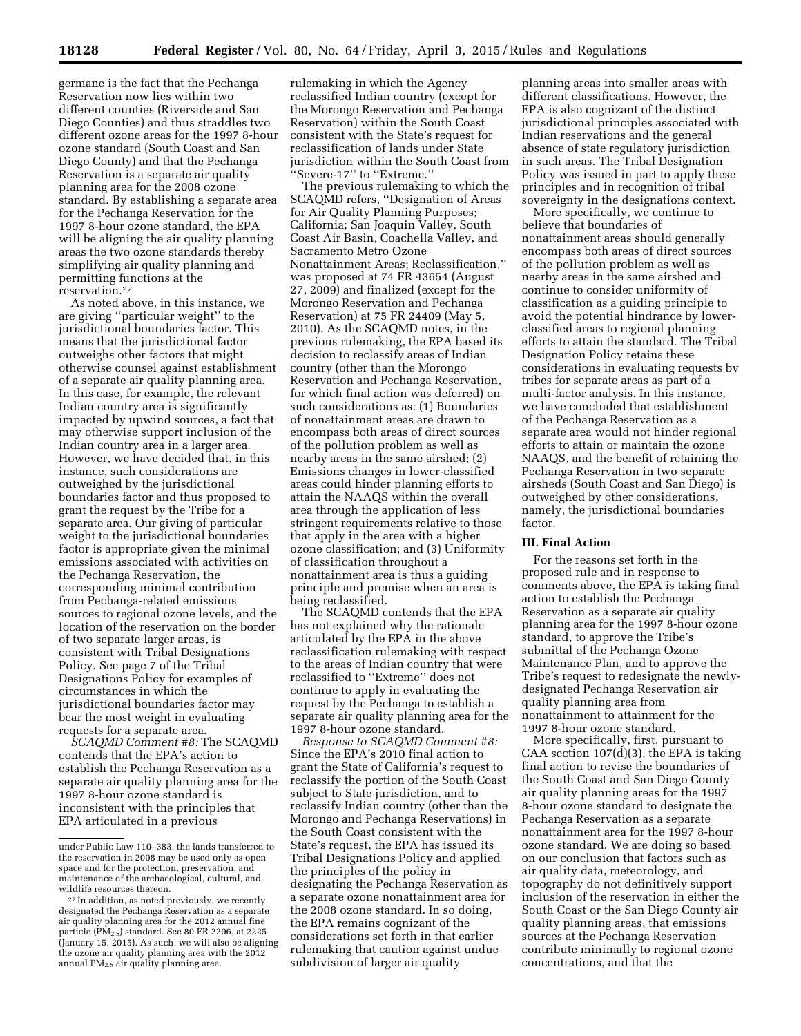germane is the fact that the Pechanga Reservation now lies within two different counties (Riverside and San Diego Counties) and thus straddles two different ozone areas for the 1997 8-hour ozone standard (South Coast and San Diego County) and that the Pechanga Reservation is a separate air quality planning area for the 2008 ozone standard. By establishing a separate area for the Pechanga Reservation for the 1997 8-hour ozone standard, the EPA will be aligning the air quality planning areas the two ozone standards thereby simplifying air quality planning and permitting functions at the reservation.[27]

As noted above, in this instance, we are giving "particular weight" to the jurisdictional boundaries factor. This means that the jurisdictional factor outweighs other factors that might otherwise counsel against establishment of a separate air quality planning area. In this case, for example, the relevant Indian country area is significantly impacted by upwind sources, a fact that may otherwise support inclusion of the Indian country area in a larger area. However, we have decided that, in this instance, such considerations are outweighed by the jurisdictional boundaries factor and thus proposed to grant the request by the Tribe for a separate area. Our giving of particular weight to the jurisdictional boundaries factor is appropriate given the minimal emissions associated with activities on the Pechanga Reservation, the corresponding minimal contribution from Pechanga-related emissions sources to regional ozone levels, and the location of the reservation on the border of two separate larger areas, is consistent with Tribal Designations Policy. See page 7 of the Tribal Designations Policy for examples of circumstances in which the jurisdictional boundaries factor may bear the most weight in evaluating requests for a separate area.

*SCAQMD Comment #8:* The SCAQMD contends that the EPA's action to establish the Pechanga Reservation as a separate air quality planning area for the 1997 8-hour ozone standard is inconsistent with the principles that EPA articulated in a previous rulemaking in which the Agency reclassified Indian country (except for the Morongo Reservation and Pechanga Reservation) within the South Coast consistent with the State's request for reclassification of lands under State jurisdiction within the South Coast from "Severe-17" to "Extreme."

The previous rulemaking to which the SCAQMD refers, "Designation of Areas for Air Quality Planning Purposes; California; San Joaquin Valley, South Coast Air Basin, Coachella Valley, and Sacramento Metro Ozone Nonattainment Areas; Reclassification," was proposed at 74 FR 43654 (August 27, 2009) and finalized (except for the Morongo Reservation and Pechanga Reservation) at 75 FR 24409 (May 5, 2010). As the SCAQMD notes, in the previous rulemaking, the EPA based its decision to reclassify areas of Indian country (other than the Morongo Reservation and Pechanga Reservation, for which final action was deferred) on such considerations as: (1) Boundaries of nonattainment areas are drawn to encompass both areas of direct sources of the pollution problem as well as nearby areas in the same airshed; (2) Emissions changes in lower-classified areas could hinder planning efforts to attain the NAAQS within the overall area through the application of less stringent requirements relative to those that apply in the area with a higher ozone classification; and (3) Uniformity of classification throughout a nonattainment area is thus a guiding principle and premise when an area is being reclassified.

The SCAQMD contends that the EPA has not explained why the rationale articulated by the EPA in the above reclassification rulemaking with respect to the areas of Indian country that were reclassified to "Extreme" does not continue to apply in evaluating the request by the Pechanga to establish a separate air quality planning area for the 1997 8-hour ozone standard.

*Response to SCAQMD Comment #8:* Since the EPA's 2010 final action to grant the State of California's request to reclassify the portion of the South Coast subject to State jurisdiction, and to reclassify Indian country (other than the Morongo and Pechanga Reservations) in the South Coast consistent with the State's request, the EPA has issued its Tribal Designations Policy and applied the principles of the policy in designating the Pechanga Reservation as a separate ozone nonattainment area for the 2008 ozone standard. In so doing, the EPA remains cognizant of the considerations set forth in that earlier rulemaking that caution against undue subdivision of larger air quality planning areas into smaller areas with different classifications. However, the EPA is also cognizant of the distinct jurisdictional principles associated with Indian reservations and the general absence of state regulatory jurisdiction in such areas. The Tribal Designation Policy was issued in part to apply these principles and in recognition of tribal sovereignty in the designations context.

More specifically, we continue to believe that boundaries of nonattainment areas should generally encompass both areas of direct sources of the pollution problem as well as nearby areas in the same airshed and continue to consider uniformity of classification as a guiding principle to avoid the potential hindrance by lower-classified areas to regional planning efforts to attain the standard. The Tribal Designation Policy retains these considerations in evaluating requests by tribes for separate areas as part of a multi-factor analysis. In this instance, we have concluded that establishment of the Pechanga Reservation as a separate area would not hinder regional efforts to attain or maintain the ozone NAAQS, and the benefit of retaining the Pechanga Reservation in two separate airsheds (South Coast and San Diego) is outweighed by other considerations, namely, the jurisdictional boundaries factor.

## III. Final Action

For the reasons set forth in the proposed rule and in response to comments above, the EPA is taking final action to establish the Pechanga Reservation as a separate air quality planning area for the 1997 8-hour ozone standard, to approve the Tribe's submittal of the Pechanga Ozone Maintenance Plan, and to approve the Tribe's request to redesignate the newly-designated Pechanga Reservation air quality planning area from nonattainment to attainment for the 1997 8-hour ozone standard.

More specifically, first, pursuant to CAA section 107(d)(3), the EPA is taking final action to revise the boundaries of the South Coast and San Diego County air quality planning areas for the 1997 8-hour ozone standard to designate the Pechanga Reservation as a separate nonattainment area for the 1997 8-hour ozone standard. We are doing so based on our conclusion that factors such as air quality data, meteorology, and topography do not definitively support inclusion of the reservation in either the South Coast or the San Diego County air quality planning areas, that emissions sources at the Pechanga Reservation contribute minimally to regional ozone concentrations, and that the

---

under Public Law 110–383, the lands transferred to the reservation in 2008 may be used only as open space and for the protection, preservation, and maintenance of the archaeological, cultural, and wildlife resources thereon.

[27] In addition, as noted previously, we recently designated the Pechanga Reservation as a separate air quality planning area for the 2012 annual fine particle ($PM_{2.5}$) standard. See 80 FR 2206, at 2225 (January 15, 2015). As such, we will also be aligning the ozone air quality planning area with the 2012 annual $PM_{2.5}$ air quality planning area.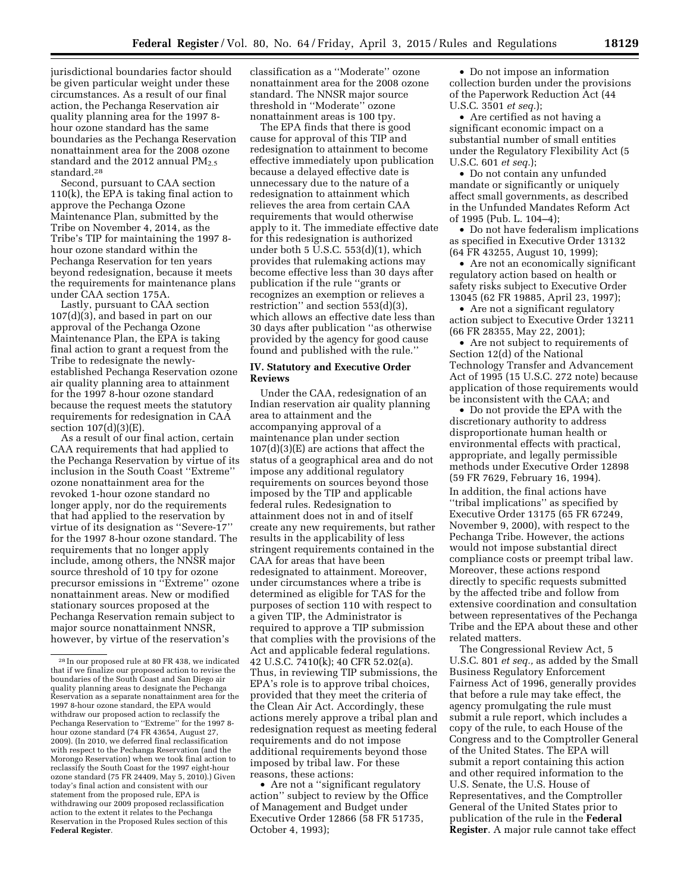jurisdictional boundaries factor should be given particular weight under these circumstances. As a result of our final action, the Pechanga Reservation air quality planning area for the 1997 8-hour ozone standard has the same boundaries as the Pechanga Reservation nonattainment area for the 2008 ozone standard and the 2012 annual $PM_{2.5}$ standard.[28]

Second, pursuant to CAA section 110(k), the EPA is taking final action to approve the Pechanga Ozone Maintenance Plan, submitted by the Tribe on November 4, 2014, as the Tribe's TIP for maintaining the 1997 8-hour ozone standard within the Pechanga Reservation for ten years beyond redesignation, because it meets the requirements for maintenance plans under CAA section 175A.

Lastly, pursuant to CAA section 107(d)(3), and based in part on our approval of the Pechanga Ozone Maintenance Plan, the EPA is taking final action to grant a request from the Tribe to redesignate the newly-established Pechanga Reservation ozone air quality planning area to attainment for the 1997 8-hour ozone standard because the request meets the statutory requirements for redesignation in CAA section 107(d)(3)(E).

As a result of our final action, certain CAA requirements that had applied to the Pechanga Reservation by virtue of its inclusion in the South Coast ''Extreme'' ozone nonattainment area for the revoked 1-hour ozone standard no longer apply, nor do the requirements that had applied to the reservation by virtue of its designation as ''Severe-17'' for the 1997 8-hour ozone standard. The requirements that no longer apply include, among others, the NNSR major source threshold of 10 tpy for ozone precursor emissions in ''Extreme'' ozone nonattainment areas. New or modified stationary sources proposed at the Pechanga Reservation remain subject to major source nonattainment NNSR, however, by virtue of the reservation's classification as a ''Moderate'' ozone nonattainment area for the 2008 ozone standard. The NNSR major source threshold in ''Moderate'' ozone nonattainment areas is 100 tpy.

The EPA finds that there is good cause for approval of this TIP and redesignation to attainment to become effective immediately upon publication because a delayed effective date is unnecessary due to the nature of a redesignation to attainment which relieves the area from certain CAA requirements that would otherwise apply to it. The immediate effective date for this redesignation is authorized under both 5 U.S.C. 553(d)(1), which provides that rulemaking actions may become effective less than 30 days after publication if the rule ''grants or recognizes an exemption or relieves a restriction'' and section 553(d)(3), which allows an effective date less than 30 days after publication ''as otherwise provided by the agency for good cause found and published with the rule.''

## IV. Statutory and Executive Order Reviews

Under the CAA, redesignation of an Indian reservation air quality planning area to attainment and the accompanying approval of a maintenance plan under section 107(d)(3)(E) are actions that affect the status of a geographical area and do not impose any additional regulatory requirements on sources beyond those imposed by the TIP and applicable federal rules. Redesignation to attainment does not in and of itself create any new requirements, but rather results in the applicability of less stringent requirements contained in the CAA for areas that have been redesignated to attainment. Moreover, under circumstances where a tribe is determined as eligible for TAS for the purposes of section 110 with respect to a given TIP, the Administrator is required to approve a TIP submission that complies with the provisions of the Act and applicable federal regulations. 42 U.S.C. 7410(k); 40 CFR 52.02(a). Thus, in reviewing TIP submissions, the EPA's role is to approve tribal choices, provided that they meet the criteria of the Clean Air Act. Accordingly, these actions merely approve a tribal plan and redesignation request as meeting federal requirements and do not impose additional requirements beyond those imposed by tribal law. For these reasons, these actions:

- Are not a ''significant regulatory action'' subject to review by the Office of Management and Budget under Executive Order 12866 (58 FR 51735, October 4, 1993);
- Do not impose an information collection burden under the provisions of the Paperwork Reduction Act (44 U.S.C. 3501 *et seq.*);
- Are certified as not having a significant economic impact on a substantial number of small entities under the Regulatory Flexibility Act (5 U.S.C. 601 *et seq.*);
- Do not contain any unfunded mandate or significantly or uniquely affect small governments, as described in the Unfunded Mandates Reform Act of 1995 (Pub. L. 104–4);
- Do not have federalism implications as specified in Executive Order 13132 (64 FR 43255, August 10, 1999);
- Are not an economically significant regulatory action based on health or safety risks subject to Executive Order 13045 (62 FR 19885, April 23, 1997);
- Are not a significant regulatory action subject to Executive Order 13211 (66 FR 28355, May 22, 2001);
- Are not subject to requirements of Section 12(d) of the National Technology Transfer and Advancement Act of 1995 (15 U.S.C. 272 note) because application of those requirements would be inconsistent with the CAA; and
- Do not provide the EPA with the discretionary authority to address disproportionate human health or environmental effects with practical, appropriate, and legally permissible methods under Executive Order 12898 (59 FR 7629, February 16, 1994).

In addition, the final actions have ''tribal implications'' as specified by Executive Order 13175 (65 FR 67249, November 9, 2000), with respect to the Pechanga Tribe. However, the actions would not impose substantial direct compliance costs or preempt tribal law. Moreover, these actions respond directly to specific requests submitted by the affected tribe and follow from extensive coordination and consultation between representatives of the Pechanga Tribe and the EPA about these and other related matters.

The Congressional Review Act, 5 U.S.C. 801 *et seq.,* as added by the Small Business Regulatory Enforcement Fairness Act of 1996, generally provides that before a rule may take effect, the agency promulgating the rule must submit a rule report, which includes a copy of the rule, to each House of the Congress and to the Comptroller General of the United States. The EPA will submit a report containing this action and other required information to the U.S. Senate, the U.S. House of Representatives, and the Comptroller General of the United States prior to publication of the rule in the **Federal Register**. A major rule cannot take effect

---

[28] In our proposed rule at 80 FR 438, we indicated that if we finalize our proposed action to revise the boundaries of the South Coast and San Diego air quality planning areas to designate the Pechanga Reservation as a separate nonattainment area for the 1997 8-hour ozone standard, the EPA would withdraw our proposed action to reclassify the Pechanga Reservation to ''Extreme'' for the 1997 8-hour ozone standard (74 FR 43654, August 27, 2009). (In 2010, we deferred final reclassification with respect to the Pechanga Reservation (and the Morongo Reservation) when we took final action to reclassify the South Coast for the 1997 eight-hour ozone standard (75 FR 24409, May 5, 2010).) Given today's final action and consistent with our statement from the proposed rule, EPA is withdrawing our 2009 proposed reclassification action to the extent it relates to the Pechanga Reservation in the Proposed Rules section of this **Federal Register**.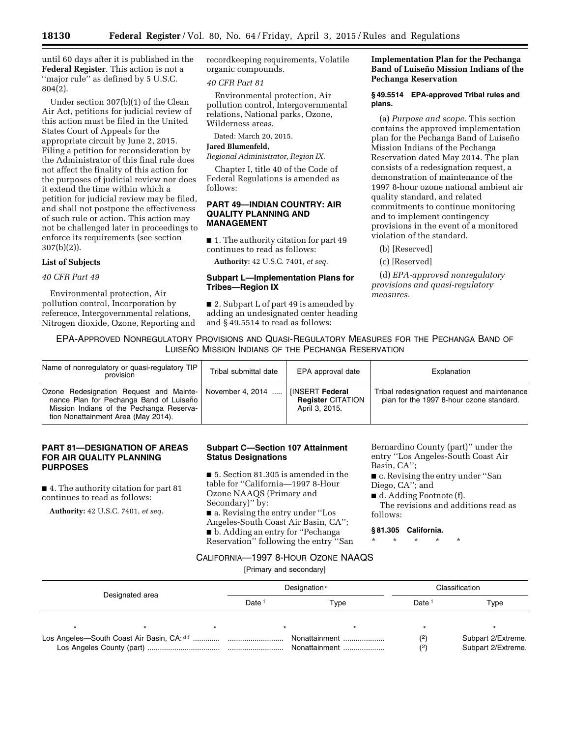until 60 days after it is published in the **Federal Register**. This action is not a ''major rule'' as defined by 5 U.S.C. 804(2).

Under section 307(b)(1) of the Clean Air Act, petitions for judicial review of this action must be filed in the United States Court of Appeals for the appropriate circuit by June 2, 2015. Filing a petition for reconsideration by the Administrator of this final rule does not affect the finality of this action for the purposes of judicial review nor does it extend the time within which a petition for judicial review may be filed, and shall not postpone the effectiveness of such rule or action. This action may not be challenged later in proceedings to enforce its requirements (see section 307(b)(2)).

**List of Subjects**

*40 CFR Part 49*

Environmental protection, Air pollution control, Incorporation by reference, Intergovernmental relations, Nitrogen dioxide, Ozone, Reporting and recordkeeping requirements, Volatile organic compounds.

*40 CFR Part 81*

Environmental protection, Air pollution control, Intergovernmental relations, National parks, Ozone, Wilderness areas.

Dated: March 20, 2015.

**Jared Blumenfeld,**

*Regional Administrator, Region IX.*

Chapter I, title 40 of the Code of Federal Regulations is amended as follows:

## PART 49—INDIAN COUNTRY: AIR QUALITY PLANNING AND MANAGEMENT

■ 1. The authority citation for part 49 continues to read as follows:

**Authority:** 42 U.S.C. 7401, *et seq.*

### Subpart L—Implementation Plans for Tribes—Region IX

■ 2. Subpart L of part 49 is amended by adding an undesignated center heading and § 49.5514 to read as follows:

**Implementation Plan for the Pechanga Band of Luiseño Mission Indians of the Pechanga Reservation**

**§ 49.5514 EPA-approved Tribal rules and plans.**

(a) *Purpose and scope.* This section contains the approved implementation plan for the Pechanga Band of Luiseño Mission Indians of the Pechanga Reservation dated May 2014. The plan consists of a redesignation request, a demonstration of maintenance of the 1997 8-hour ozone national ambient air quality standard, and related commitments to continue monitoring and to implement contingency provisions in the event of a monitored violation of the standard.

(b) [Reserved]

(c) [Reserved]

(d) *EPA-approved nonregulatory provisions and quasi-regulatory measures.*

EPA-APPROVED NONREGULATORY PROVISIONS AND QUASI-REGULATORY MEASURES FOR THE PECHANGA BAND OF LUISEÑO MISSION INDIANS OF THE PECHANGA RESERVATION

| Name of nonregulatory or quasi-regulatory TIP provision | Tribal submittal date | EPA approval date | Explanation |
|---|---|---|---|
| Ozone Redesignation Request and Maintenance Plan for Pechanga Band of Luiseño Mission Indians of the Pechanga Reservation Nonattainment Area (May 2014). | November 4, 2014 ..... | [INSERT **Federal Register** CITATION April 3, 2015. | Tribal redesignation request and maintenance plan for the 1997 8-hour ozone standard. |

## PART 81—DESIGNATION OF AREAS FOR AIR QUALITY PLANNING PURPOSES

■ 4. The authority citation for part 81 continues to read as follows:

**Authority:** 42 U.S.C. 7401, *et seq.*

### Subpart C—Section 107 Attainment Status Designations

■ 5. Section 81.305 is amended in the table for ''California—1997 8-Hour Ozone NAAQS (Primary and Secondary)'' by:

■ a. Revising the entry under ''Los Angeles-South Coast Air Basin, CA'';

■ b. Adding an entry for ''Pechanga Reservation'' following the entry ''San Bernardino County (part)'' under the entry ''Los Angeles-South Coast Air Basin, CA'';

■ c. Revising the entry under ''San Diego, CA''; and

■ d. Adding Footnote (f).

The revisions and additions read as follows:

**§ 81.305 California.**

\*     \*     \*     \*     \*

CALIFORNIA—1997 8-HOUR OZONE NAAQS

[Primary and secondary]

| Designated area | Designation[a] | | Classification | |
|---|---|---|---|---|
| | Date[1] | Type | Date[1] | Type |
| \* | \* | \* | \* | \* |
| Los Angeles—South Coast Air Basin, CA:[d f] ............ | .......................... | Nonattainment .................... | ([2]) | Subpart 2/Extreme. |
| Los Angeles County (part) .................................. | .......................... | Nonattainment .................... | ([2]) | Subpart 2/Extreme. |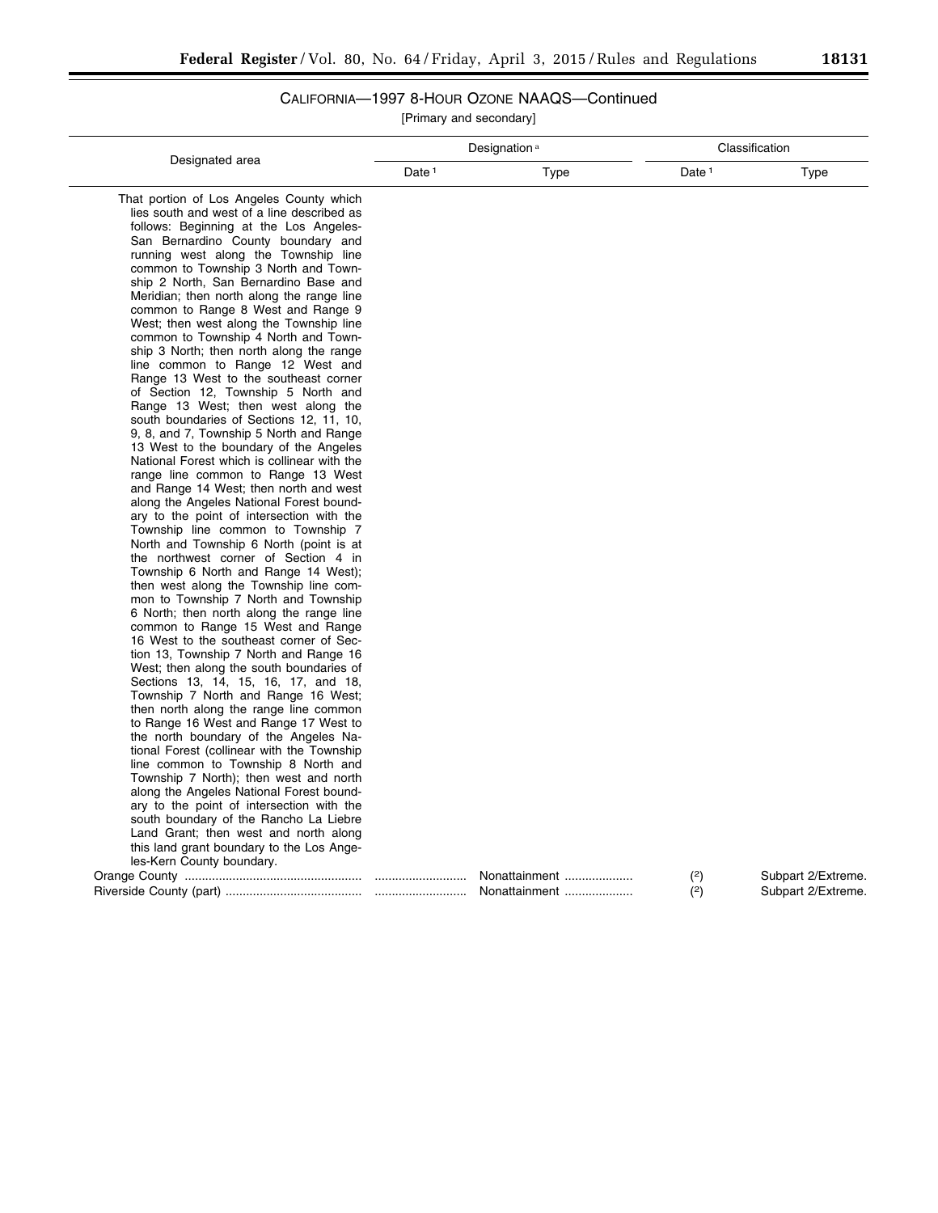## CALIFORNIA—1997 8-HOUR OZONE NAAQS—Continued

[Primary and secondary]

| Designated area | Designation[a] | | Classification | |
|---|---|---|---|---|
| | Date[1] | Type | Date[1] | Type |
| That portion of Los Angeles County which lies south and west of a line described as follows: Beginning at the Los Angeles-San Bernardino County boundary and running west along the Township line common to Township 3 North and Township 2 North, San Bernardino Base and Meridian; then north along the range line common to Range 8 West and Range 9 West; then west along the Township line common to Township 4 North and Township 3 North; then north along the range line common to Range 12 West and Range 13 West to the southeast corner of Section 12, Township 5 North and Range 13 West; then west along the south boundaries of Sections 12, 11, 10, 9, 8, and 7, Township 5 North and Range 13 West to the boundary of the Angeles National Forest which is collinear with the range line common to Range 13 West and Range 14 West; then north and west along the Angeles National Forest boundary to the point of intersection with the Township line common to Township 7 North and Township 6 North (point is at the northwest corner of Section 4 in Township 6 North and Range 14 West); then west along the Township line common to Township 7 North and Township 6 North; then north along the range line common to Range 15 West and Range 16 West to the southeast corner of Section 13, Township 7 North and Range 16 West; then along the south boundaries of Sections 13, 14, 15, 16, 17, and 18, Township 7 North and Range 16 West; then north along the range line common to Range 16 West and Range 17 West to the north boundary of the Angeles National Forest (collinear with the Township line common to Township 8 North and Township 7 North); then west and north along the Angeles National Forest boundary to the point of intersection with the south boundary of the Rancho La Liebre Land Grant; then west and north along this land grant boundary to the Los Angeles-Kern County boundary. | | | | |
| Orange County | | Nonattainment | (2) | Subpart 2/Extreme. |
| Riverside County (part) | | Nonattainment | (2) | Subpart 2/Extreme. |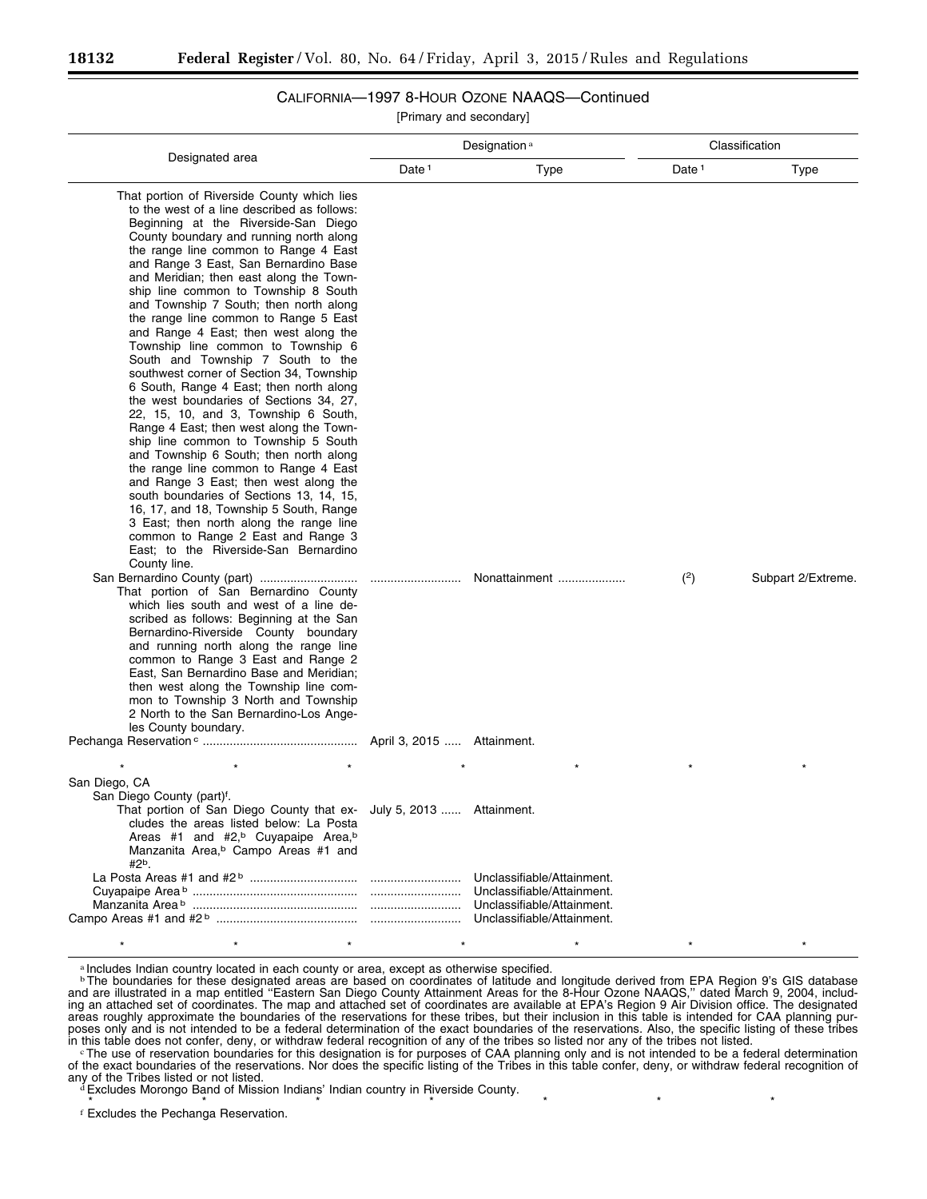## CALIFORNIA—1997 8-HOUR OZONE NAAQS—Continued

[Primary and secondary]

| Designated area | Designation[a] | | Classification | |
|---|---|---|---|---|
| | Date[1] | Type | Date[1] | Type |
| That portion of Riverside County which lies to the west of a line described as follows: Beginning at the Riverside-San Diego County boundary and running north along the range line common to Range 4 East and Range 3 East, San Bernardino Base and Meridian; then east along the Township line common to Township 8 South and Township 7 South; then north along the range line common to Range 5 East and Range 4 East; then west along the Township line common to Township 6 South and Township 7 South to the southwest corner of Section 34, Township 6 South, Range 4 East; then north along the west boundaries of Sections 34, 27, 22, 15, 10, and 3, Township 6 South, Range 4 East; then west along the Township line common to Township 5 South and Township 6 South; then north along the range line common to Range 4 East and Range 3 East; then west along the south boundaries of Sections 13, 14, 15, 16, 17, and 18, Township 5 South, Range 3 East; then north along the range line common to Range 2 East and Range 3 East; to the Riverside-San Bernardino County line. | | | | |
| San Bernardino County (part) That portion of San Bernardino County which lies south and west of a line described as follows: Beginning at the San Bernardino-Riverside County boundary and running north along the range line common to Range 3 East and Range 2 East, San Bernardino Base and Meridian; then west along the Township line common to Township 3 North and Township 2 North to the San Bernardino-Los Angeles County boundary. | | Nonattainment | (2) | Subpart 2/Extreme. |
| Pechanga Reservation[c] | April 3, 2015 | Attainment. | | |
| * * * | * | * | * | * |
| San Diego, CA | | | | |
| San Diego County (part)[f]. | | | | |
| That portion of San Diego County that excludes the areas listed below: La Posta Areas #1 and #2,[b] Cuyapaipe Area,[b] Manzanita Area,[b] Campo Areas #1 and #2[b]. | July 5, 2013 | Attainment. | | |
| La Posta Areas #1 and #2[b] | | Unclassifiable/Attainment. | | |
| Cuyapaipe Area[b] | | Unclassifiable/Attainment. | | |
| Manzanita Area[b] | | Unclassifiable/Attainment. | | |
| Campo Areas #1 and #2[b] | | Unclassifiable/Attainment. | | |
| * * * | * | * | * | * |

[a] Includes Indian country located in each county or area, except as otherwise specified.

[b] The boundaries for these designated areas are based on coordinates of latitude and longitude derived from EPA Region 9's GIS database and are illustrated in a map entitled "Eastern San Diego County Attainment Areas for the 8-Hour Ozone NAAQS," dated March 9, 2004, including an attached set of coordinates. The map and attached set of coordinates are available at EPA's Region 9 Air Division office. The designated areas roughly approximate the boundaries of the reservations for these tribes, but their inclusion in this table is intended for CAA planning purposes only and is not intended to be a federal determination of the exact boundaries of the reservations. Also, the specific listing of these tribes in this table does not confer, deny, or withdraw federal recognition of any of the tribes so listed nor any of the tribes not listed.

[c] The use of reservation boundaries for this designation is for purposes of CAA planning only and is not intended to be a federal determination of the exact boundaries of the reservations. Nor does the specific listing of the Tribes in this table confer, deny, or withdraw federal recognition of any of the Tribes listed or not listed.

[d] Excludes Morongo Band of Mission Indians' Indian country in Riverside County.

\* \* \* \* \* \* \*

[f] Excludes the Pechanga Reservation.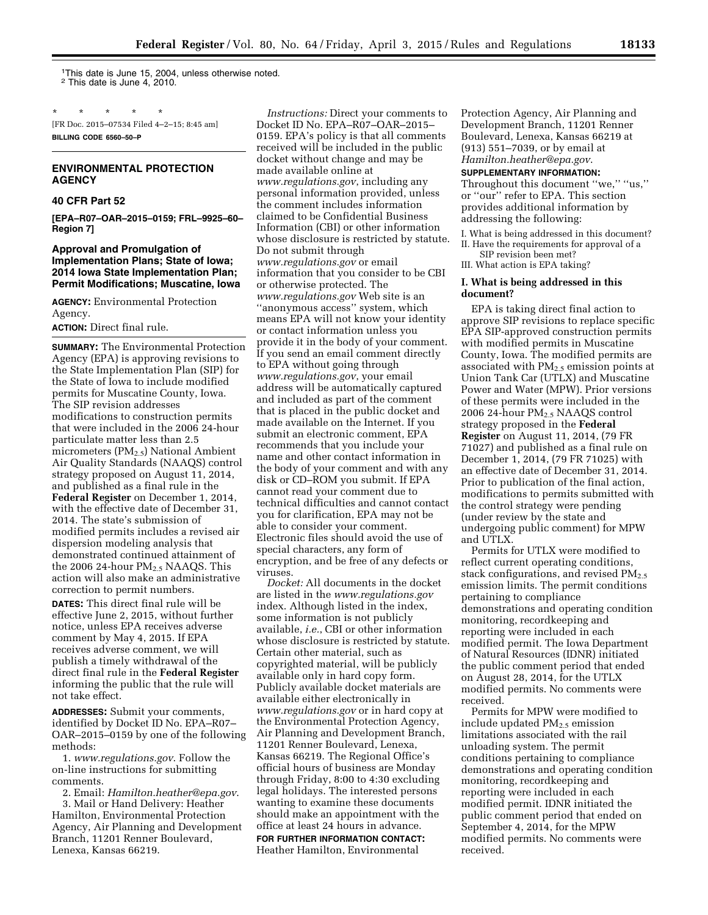[1]This date is June 15, 2004, unless otherwise noted.

[2] This date is June 4, 2010.

\* \* \* \* \*

[FR Doc. 2015–07534 Filed 4–2–15; 8:45 am]

**BILLING CODE 6560–50–P**

## ENVIRONMENTAL PROTECTION AGENCY

### 40 CFR Part 52

**[EPA–R07–OAR–2015–0159; FRL–9925–60–Region 7]**

### Approval and Promulgation of Implementation Plans; State of Iowa; 2014 Iowa State Implementation Plan; Permit Modifications; Muscatine, Iowa

**AGENCY:** Environmental Protection Agency.

**ACTION:** Direct final rule.

**SUMMARY:** The Environmental Protection Agency (EPA) is approving revisions to the State Implementation Plan (SIP) for the State of Iowa to include modified permits for Muscatine County, Iowa. The SIP revision addresses modifications to construction permits that were included in the 2006 24-hour particulate matter less than 2.5 micrometers ($PM_{2.5}$) National Ambient Air Quality Standards (NAAQS) control strategy proposed on August 11, 2014, and published as a final rule in the **Federal Register** on December 1, 2014, with the effective date of December 31, 2014. The state's submission of modified permits includes a revised air dispersion modeling analysis that demonstrated continued attainment of the 2006 24-hour $PM_{2.5}$ NAAQS. This action will also make an administrative correction to permit numbers.

**DATES:** This direct final rule will be effective June 2, 2015, without further notice, unless EPA receives adverse comment by May 4, 2015. If EPA receives adverse comment, we will publish a timely withdrawal of the direct final rule in the **Federal Register** informing the public that the rule will not take effect.

**ADDRESSES:** Submit your comments, identified by Docket ID No. EPA–R07–OAR–2015–0159 by one of the following methods:

1. *www.regulations.gov*. Follow the on-line instructions for submitting comments.

2. Email: *Hamilton.heather@epa.gov*.

3. Mail or Hand Delivery: Heather Hamilton, Environmental Protection Agency, Air Planning and Development Branch, 11201 Renner Boulevard, Lenexa, Kansas 66219.

*Instructions:* Direct your comments to Docket ID No. EPA–R07–OAR–2015–0159. EPA's policy is that all comments received will be included in the public docket without change and may be made available online at *www.regulations.gov*, including any personal information provided, unless the comment includes information claimed to be Confidential Business Information (CBI) or other information whose disclosure is restricted by statute. Do not submit through *www.regulations.gov* or email information that you consider to be CBI or otherwise protected. The *www.regulations.gov* Web site is an ''anonymous access'' system, which means EPA will not know your identity or contact information unless you provide it in the body of your comment. If you send an email comment directly to EPA without going through *www.regulations.gov*, your email address will be automatically captured and included as part of the comment that is placed in the public docket and made available on the Internet. If you submit an electronic comment, EPA recommends that you include your name and other contact information in the body of your comment and with any disk or CD–ROM you submit. If EPA cannot read your comment due to technical difficulties and cannot contact you for clarification, EPA may not be able to consider your comment. Electronic files should avoid the use of special characters, any form of encryption, and be free of any defects or viruses.

*Docket:* All documents in the docket are listed in the *www.regulations.gov* index. Although listed in the index, some information is not publicly available, *i.e.*, CBI or other information whose disclosure is restricted by statute. Certain other material, such as copyrighted material, will be publicly available only in hard copy form. Publicly available docket materials are available either electronically in *www.regulations.gov* or in hard copy at the Environmental Protection Agency, Air Planning and Development Branch, 11201 Renner Boulevard, Lenexa, Kansas 66219. The Regional Office's official hours of business are Monday through Friday, 8:00 to 4:30 excluding legal holidays. The interested persons wanting to examine these documents should make an appointment with the office at least 24 hours in advance.

**FOR FURTHER INFORMATION CONTACT:** Heather Hamilton, Environmental Protection Agency, Air Planning and Development Branch, 11201 Renner Boulevard, Lenexa, Kansas 66219 at (913) 551–7039, or by email at *Hamilton.heather@epa.gov*.

**SUPPLEMENTARY INFORMATION:** Throughout this document ''we,'' ''us,'' or ''our'' refer to EPA. This section provides additional information by addressing the following:

I. What is being addressed in this document?
II. Have the requirements for approval of a SIP revision been met?
III. What action is EPA taking?

### I. What is being addressed in this document?

EPA is taking direct final action to approve SIP revisions to replace specific EPA SIP-approved construction permits with modified permits in Muscatine County, Iowa. The modified permits are associated with $PM_{2.5}$ emission points at Union Tank Car (UTLX) and Muscatine Power and Water (MPW). Prior versions of these permits were included in the 2006 24-hour $PM_{2.5}$ NAAQS control strategy proposed in the **Federal Register** on August 11, 2014, (79 FR 71027) and published as a final rule on December 1, 2014, (79 FR 71025) with an effective date of December 31, 2014. Prior to publication of the final action, modifications to permits submitted with the control strategy were pending (under review by the state and undergoing public comment) for MPW and UTLX.

Permits for UTLX were modified to reflect current operating conditions, stack configurations, and revised $PM_{2.5}$ emission limits. The permit conditions pertaining to compliance demonstrations and operating condition monitoring, recordkeeping and reporting were included in each modified permit. The Iowa Department of Natural Resources (IDNR) initiated the public comment period that ended on August 28, 2014, for the UTLX modified permits. No comments were received.

Permits for MPW were modified to include updated $PM_{2.5}$ emission limitations associated with the rail unloading system. The permit conditions pertaining to compliance demonstrations and operating condition monitoring, recordkeeping and reporting were included in each modified permit. IDNR initiated the public comment period that ended on September 4, 2014, for the MPW modified permits. No comments were received.